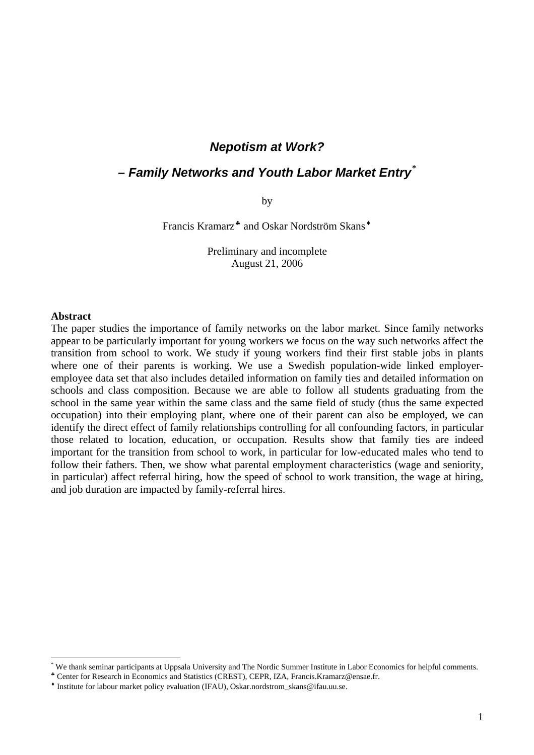# *Nepotism at Work?*

## *– Family Networks and Youth Labor Market Entry*[*]

by

Francis Kramarz[♣] and Oskar Nordström Skans[♦]

Preliminary and incomplete
August 21, 2006

**Abstract**

The paper studies the importance of family networks on the labor market. Since family networks appear to be particularly important for young workers we focus on the way such networks affect the transition from school to work. We study if young workers find their first stable jobs in plants where one of their parents is working. We use a Swedish population-wide linked employer-employee data set that also includes detailed information on family ties and detailed information on schools and class composition. Because we are able to follow all students graduating from the school in the same year within the same class and the same field of study (thus the same expected occupation) into their employing plant, where one of their parent can also be employed, we can identify the direct effect of family relationships controlling for all confounding factors, in particular those related to location, education, or occupation. Results show that family ties are indeed important for the transition from school to work, in particular for low-educated males who tend to follow their fathers. Then, we show what parental employment characteristics (wage and seniority, in particular) affect referral hiring, how the speed of school to work transition, the wage at hiring, and job duration are impacted by family-referral hires.

---

[*] We thank seminar participants at Uppsala University and The Nordic Summer Institute in Labor Economics for helpful comments.

[♣] Center for Research in Economics and Statistics (CREST), CEPR, IZA, Francis.Kramarz@ensae.fr.

[♦] Institute for labour market policy evaluation (IFAU), Oskar.nordstrom_skans@ifau.uu.se.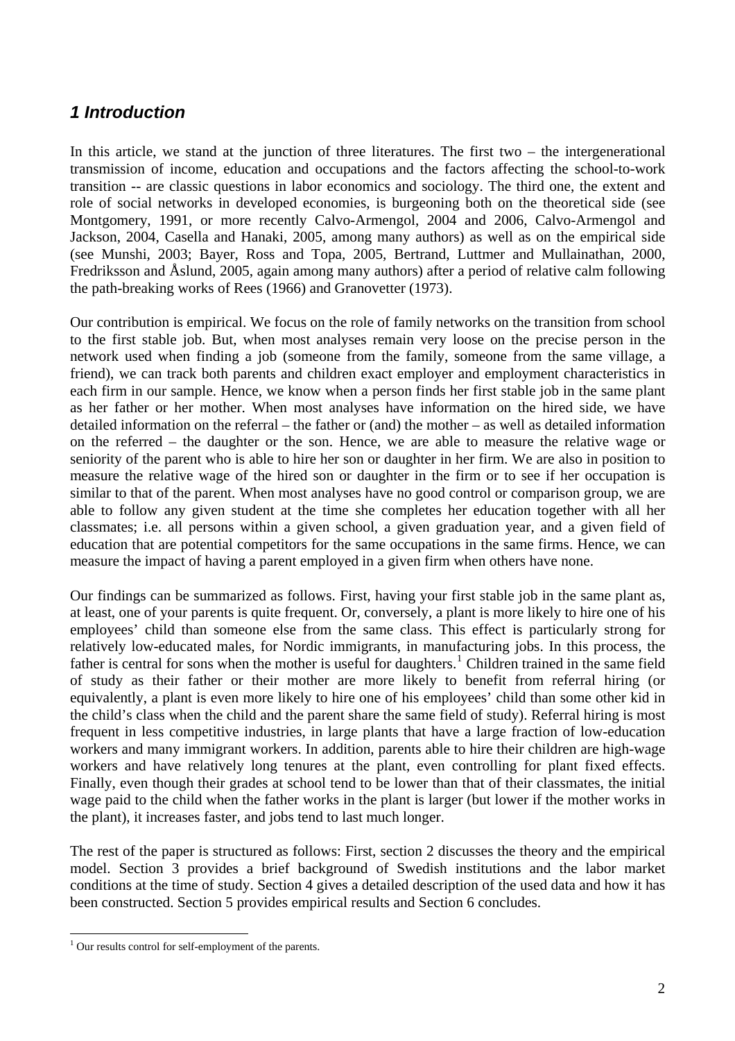## *1 Introduction*

In this article, we stand at the junction of three literatures. The first two – the intergenerational transmission of income, education and occupations and the factors affecting the school-to-work transition -- are classic questions in labor economics and sociology. The third one, the extent and role of social networks in developed economies, is burgeoning both on the theoretical side (see Montgomery, 1991, or more recently Calvo-Armengol, 2004 and 2006, Calvo-Armengol and Jackson, 2004, Casella and Hanaki, 2005, among many authors) as well as on the empirical side (see Munshi, 2003; Bayer, Ross and Topa, 2005, Bertrand, Luttmer and Mullainathan, 2000, Fredriksson and Åslund, 2005, again among many authors) after a period of relative calm following the path-breaking works of Rees (1966) and Granovetter (1973).

Our contribution is empirical. We focus on the role of family networks on the transition from school to the first stable job. But, when most analyses remain very loose on the precise person in the network used when finding a job (someone from the family, someone from the same village, a friend), we can track both parents and children exact employer and employment characteristics in each firm in our sample. Hence, we know when a person finds her first stable job in the same plant as her father or her mother. When most analyses have information on the hired side, we have detailed information on the referral – the father or (and) the mother – as well as detailed information on the referred – the daughter or the son. Hence, we are able to measure the relative wage or seniority of the parent who is able to hire her son or daughter in her firm. We are also in position to measure the relative wage of the hired son or daughter in the firm or to see if her occupation is similar to that of the parent. When most analyses have no good control or comparison group, we are able to follow any given student at the time she completes her education together with all her classmates; i.e. all persons within a given school, a given graduation year, and a given field of education that are potential competitors for the same occupations in the same firms. Hence, we can measure the impact of having a parent employed in a given firm when others have none.

Our findings can be summarized as follows. First, having your first stable job in the same plant as, at least, one of your parents is quite frequent. Or, conversely, a plant is more likely to hire one of his employees' child than someone else from the same class. This effect is particularly strong for relatively low-educated males, for Nordic immigrants, in manufacturing jobs. In this process, the father is central for sons when the mother is useful for daughters.[1] Children trained in the same field of study as their father or their mother are more likely to benefit from referral hiring (or equivalently, a plant is even more likely to hire one of his employees' child than some other kid in the child's class when the child and the parent share the same field of study). Referral hiring is most frequent in less competitive industries, in large plants that have a large fraction of low-education workers and many immigrant workers. In addition, parents able to hire their children are high-wage workers and have relatively long tenures at the plant, even controlling for plant fixed effects. Finally, even though their grades at school tend to be lower than that of their classmates, the initial wage paid to the child when the father works in the plant is larger (but lower if the mother works in the plant), it increases faster, and jobs tend to last much longer.

The rest of the paper is structured as follows: First, section 2 discusses the theory and the empirical model. Section 3 provides a brief background of Swedish institutions and the labor market conditions at the time of study. Section 4 gives a detailed description of the used data and how it has been constructed. Section 5 provides empirical results and Section 6 concludes.

[1] Our results control for self-employment of the parents.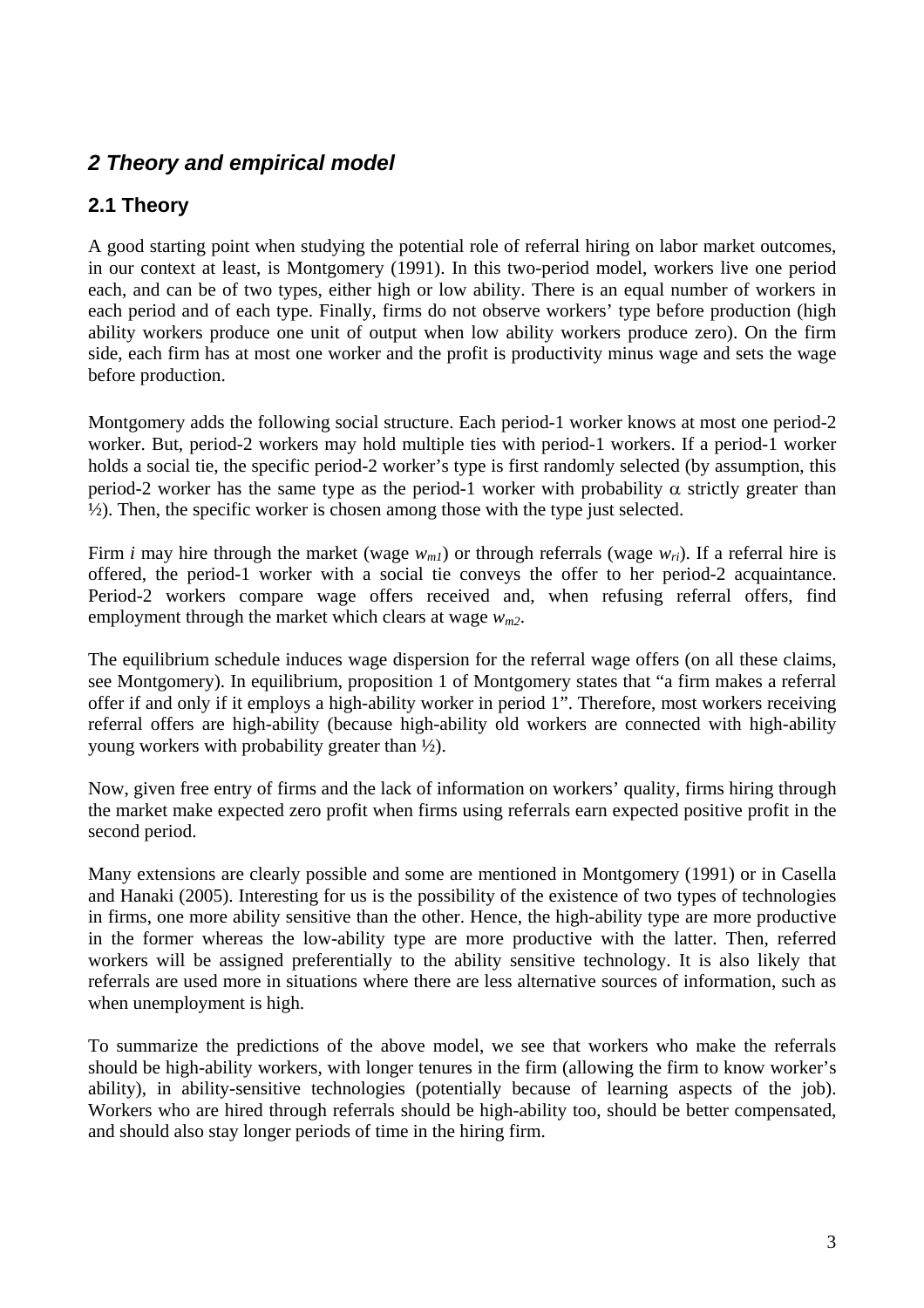## *2 Theory and empirical model*

### 2.1 Theory

A good starting point when studying the potential role of referral hiring on labor market outcomes, in our context at least, is Montgomery (1991). In this two-period model, workers live one period each, and can be of two types, either high or low ability. There is an equal number of workers in each period and of each type. Finally, firms do not observe workers' type before production (high ability workers produce one unit of output when low ability workers produce zero). On the firm side, each firm has at most one worker and the profit is productivity minus wage and sets the wage before production.

Montgomery adds the following social structure. Each period-1 worker knows at most one period-2 worker. But, period-2 workers may hold multiple ties with period-1 workers. If a period-1 worker holds a social tie, the specific period-2 worker's type is first randomly selected (by assumption, this period-2 worker has the same type as the period-1 worker with probability $\alpha$ strictly greater than ½). Then, the specific worker is chosen among those with the type just selected.

Firm *i* may hire through the market (wage $w_{m1}$) or through referrals (wage $w_{ri}$). If a referral hire is offered, the period-1 worker with a social tie conveys the offer to her period-2 acquaintance. Period-2 workers compare wage offers received and, when refusing referral offers, find employment through the market which clears at wage $w_{m2}$.

The equilibrium schedule induces wage dispersion for the referral wage offers (on all these claims, see Montgomery). In equilibrium, proposition 1 of Montgomery states that "a firm makes a referral offer if and only if it employs a high-ability worker in period 1". Therefore, most workers receiving referral offers are high-ability (because high-ability old workers are connected with high-ability young workers with probability greater than ½).

Now, given free entry of firms and the lack of information on workers' quality, firms hiring through the market make expected zero profit when firms using referrals earn expected positive profit in the second period.

Many extensions are clearly possible and some are mentioned in Montgomery (1991) or in Casella and Hanaki (2005). Interesting for us is the possibility of the existence of two types of technologies in firms, one more ability sensitive than the other. Hence, the high-ability type are more productive in the former whereas the low-ability type are more productive with the latter. Then, referred workers will be assigned preferentially to the ability sensitive technology. It is also likely that referrals are used more in situations where there are less alternative sources of information, such as when unemployment is high.

To summarize the predictions of the above model, we see that workers who make the referrals should be high-ability workers, with longer tenures in the firm (allowing the firm to know worker's ability), in ability-sensitive technologies (potentially because of learning aspects of the job). Workers who are hired through referrals should be high-ability too, should be better compensated, and should also stay longer periods of time in the hiring firm.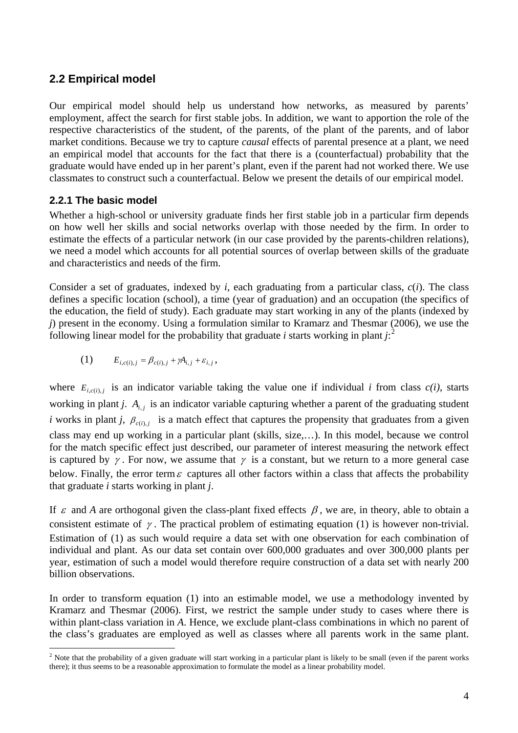## 2.2 Empirical model

Our empirical model should help us understand how networks, as measured by parents' employment, affect the search for first stable jobs. In addition, we want to apportion the role of the respective characteristics of the student, of the parents, of the plant of the parents, and of labor market conditions. Because we try to capture *causal* effects of parental presence at a plant, we need an empirical model that accounts for the fact that there is a (counterfactual) probability that the graduate would have ended up in her parent's plant, even if the parent had not worked there. We use classmates to construct such a counterfactual. Below we present the details of our empirical model.

### 2.2.1 The basic model

Whether a high-school or university graduate finds her first stable job in a particular firm depends on how well her skills and social networks overlap with those needed by the firm. In order to estimate the effects of a particular network (in our case provided by the parents-children relations), we need a model which accounts for all potential sources of overlap between skills of the graduate and characteristics and needs of the firm.

Consider a set of graduates, indexed by *i*, each graduating from a particular class, *c*(*i*). The class defines a specific location (school), a time (year of graduation) and an occupation (the specifics of the education, the field of study). Each graduate may start working in any of the plants (indexed by *j*) present in the economy. Using a formulation similar to Kramarz and Thesmar (2006), we use the following linear model for the probability that graduate *i* starts working in plant *j*:[2]

$$E_{i,c(i),j} = \beta_{c(i),j} + \gamma A_{i,j} + \varepsilon_{i,j}, \qquad (1)$$

where $E_{i,c(i),j}$ is an indicator variable taking the value one if individual *i* from class *c(i)*, starts working in plant *j*. $A_{i,j}$ is an indicator variable capturing whether a parent of the graduating student *i* works in plant *j*, $\beta_{c(i),j}$ is a match effect that captures the propensity that graduates from a given class may end up working in a particular plant (skills, size,…). In this model, because we control for the match specific effect just described, our parameter of interest measuring the network effect is captured by $\gamma$. For now, we assume that $\gamma$ is a constant, but we return to a more general case below. Finally, the error term $\varepsilon$ captures all other factors within a class that affects the probability that graduate *i* starts working in plant *j*.

If $\varepsilon$ and *A* are orthogonal given the class-plant fixed effects $\beta$, we are, in theory, able to obtain a consistent estimate of $\gamma$. The practical problem of estimating equation (1) is however non-trivial. Estimation of (1) as such would require a data set with one observation for each combination of individual and plant. As our data set contain over 600,000 graduates and over 300,000 plants per year, estimation of such a model would therefore require construction of a data set with nearly 200 billion observations.

In order to transform equation (1) into an estimable model, we use a methodology invented by Kramarz and Thesmar (2006). First, we restrict the sample under study to cases where there is within plant-class variation in *A*. Hence, we exclude plant-class combinations in which no parent of the class's graduates are employed as well as classes where all parents work in the same plant.

[2] Note that the probability of a given graduate will start working in a particular plant is likely to be small (even if the parent works there); it thus seems to be a reasonable approximation to formulate the model as a linear probability model.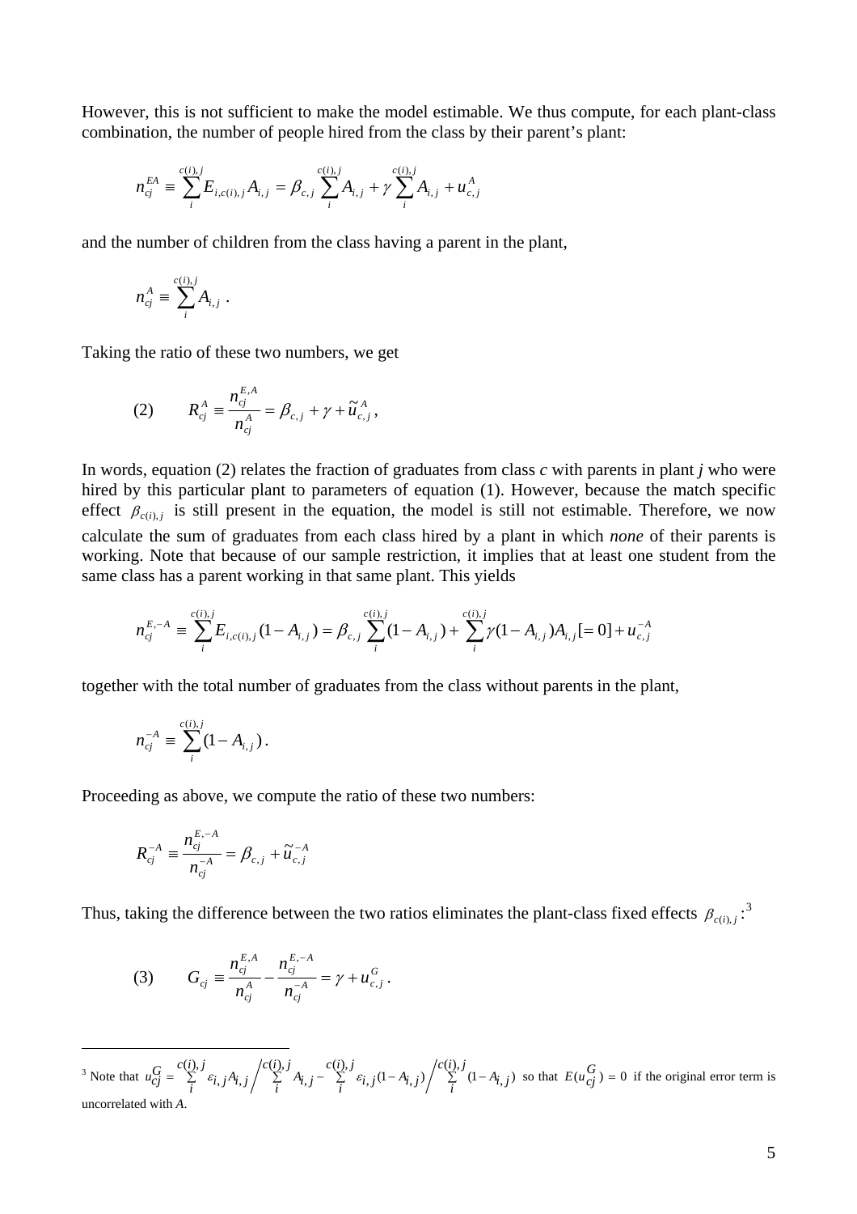However, this is not sufficient to make the model estimable. We thus compute, for each plant-class combination, the number of people hired from the class by their parent's plant:

$$n_{cj}^{EA} \equiv \sum_{i}^{c(i),j} E_{i,c(i),j} A_{i,j} = \beta_{c,j} \sum_{i}^{c(i),j} A_{i,j} + \gamma \sum_{i}^{c(i),j} A_{i,j} + u_{c,j}^{A}$$

and the number of children from the class having a parent in the plant,

$$n_{cj}^{A} \equiv \sum_{i}^{c(i),j} A_{i,j} \; .$$

Taking the ratio of these two numbers, we get

$$(2) \qquad R_{cj}^{A} \equiv \frac{n_{cj}^{E,A}}{n_{cj}^{A}} = \beta_{c,j} + \gamma + \tilde{u}_{c,j}^{A} \,,$$

In words, equation (2) relates the fraction of graduates from class *c* with parents in plant *j* who were hired by this particular plant to parameters of equation (1). However, because the match specific effect $\beta_{c(i),j}$ is still present in the equation, the model is still not estimable. Therefore, we now calculate the sum of graduates from each class hired by a plant in which *none* of their parents is working. Note that because of our sample restriction, it implies that at least one student from the same class has a parent working in that same plant. This yields

$$n_{cj}^{E,-A} \equiv \sum_{i}^{c(i),j} E_{i,c(i),j} (1 - A_{i,j}) = \beta_{c,j} \sum_{i}^{c(i),j} (1 - A_{i,j}) + \sum_{i}^{c(i),j} \gamma (1 - A_{i,j}) A_{i,j} [= 0] + u_{c,j}^{-A}$$

together with the total number of graduates from the class without parents in the plant,

$$n_{cj}^{-A} \equiv \sum_{i}^{c(i),j} (1 - A_{i,j}) \, .$$

Proceeding as above, we compute the ratio of these two numbers:

$$R_{cj}^{-A} \equiv \frac{n_{cj}^{E,-A}}{n_{cj}^{-A}} = \beta_{c,j} + \tilde{u}_{c,j}^{-A}$$

Thus, taking the difference between the two ratios eliminates the plant-class fixed effects $\beta_{c(i),j}$:[3]

$$(3) \qquad G_{cj} \equiv \frac{n_{cj}^{E,A}}{n_{cj}^{A}} - \frac{n_{cj}^{E,-A}}{n_{cj}^{-A}} = \gamma + u_{c,j}^{G} \, .$$

[3] Note that $u_{cj}^{G} = \sum_{i}^{c(i),j} \varepsilon_{i,j} A_{i,j} \Big/ \sum_{i}^{c(i),j} A_{i,j} - \sum_{i}^{c(i),j} \varepsilon_{i,j} (1 - A_{i,j}) \Big/ \sum_{i}^{c(i),j} (1 - A_{i,j})$ so that $E(u_{cj}^{G}) = 0$ if the original error term is uncorrelated with *A*.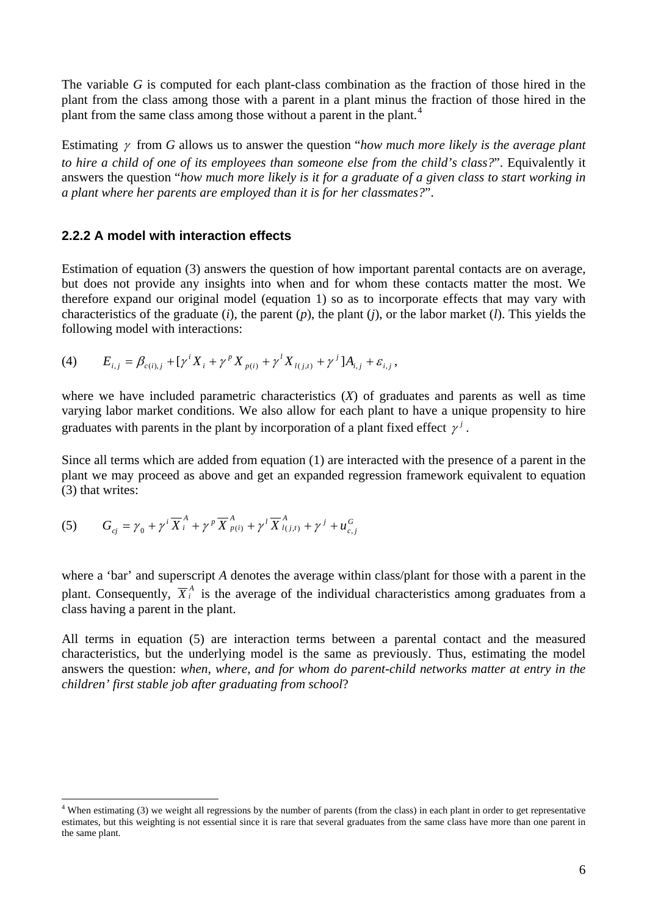The variable $G$ is computed for each plant-class combination as the fraction of those hired in the plant from the class among those with a parent in a plant minus the fraction of those hired in the plant from the same class among those without a parent in the plant.[4]

Estimating $\gamma$ from $G$ allows us to answer the question "*how much more likely is the average plant to hire a child of one of its employees than someone else from the child's class?*". Equivalently it answers the question "*how much more likely is it for a graduate of a given class to start working in a plant where her parents are employed than it is for her classmates?*".

### 2.2.2 A model with interaction effects

Estimation of equation (3) answers the question of how important parental contacts are on average, but does not provide any insights into when and for whom these contacts matter the most. We therefore expand our original model (equation 1) so as to incorporate effects that may vary with characteristics of the graduate ($i$), the parent ($p$), the plant ($j$), or the labor market ($l$). This yields the following model with interactions:

$$(4) \qquad E_{i,j} = \beta_{c(i),j} + [\gamma^i X_i + \gamma^p X_{p(i)} + \gamma^l X_{l(j,t)} + \gamma^j] A_{i,j} + \varepsilon_{i,j},$$

where we have included parametric characteristics ($X$) of graduates and parents as well as time varying labor market conditions. We also allow for each plant to have a unique propensity to hire graduates with parents in the plant by incorporation of a plant fixed effect $\gamma^j$.

Since all terms which are added from equation (1) are interacted with the presence of a parent in the plant we may proceed as above and get an expanded regression framework equivalent to equation (3) that writes:

$$(5) \qquad G_{cj} = \gamma_0 + \gamma^i \overline{X}_i^A + \gamma^p \overline{X}_{p(i)}^A + \gamma^l \overline{X}_{l(j,t)}^A + \gamma^j + u_{c,j}^G$$

where a 'bar' and superscript $A$ denotes the average within class/plant for those with a parent in the plant. Consequently, $\overline{X}_i^A$ is the average of the individual characteristics among graduates from a class having a parent in the plant.

All terms in equation (5) are interaction terms between a parental contact and the measured characteristics, but the underlying model is the same as previously. Thus, estimating the model answers the question: *when, where, and for whom do parent-child networks matter at entry in the children' first stable job after graduating from school*?

[4] When estimating (3) we weight all regressions by the number of parents (from the class) in each plant in order to get representative estimates, but this weighting is not essential since it is rare that several graduates from the same class have more than one parent in the same plant.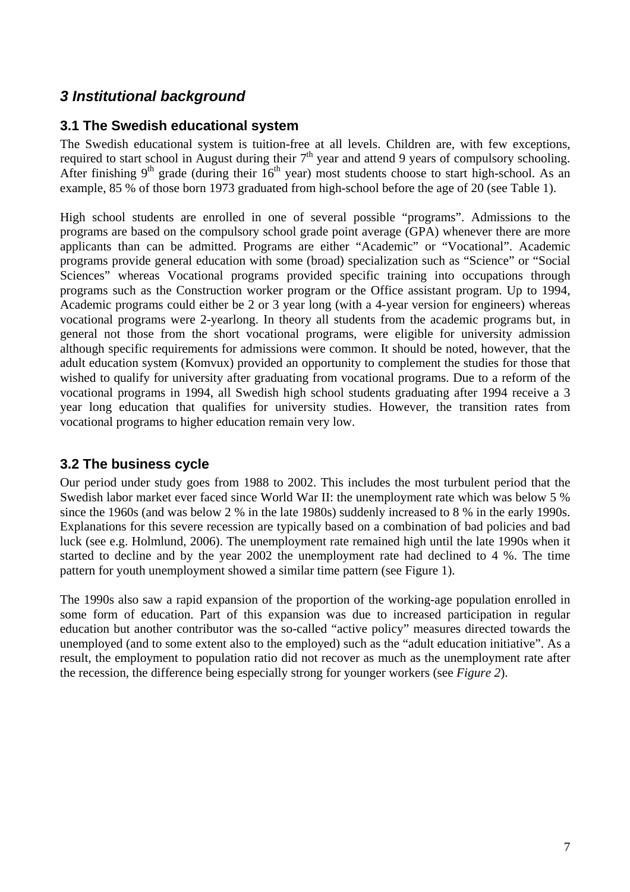## *3 Institutional background*

### 3.1 The Swedish educational system

The Swedish educational system is tuition-free at all levels. Children are, with few exceptions, required to start school in August during their 7th year and attend 9 years of compulsory schooling. After finishing 9th grade (during their 16th year) most students choose to start high-school. As an example, 85 % of those born 1973 graduated from high-school before the age of 20 (see Table 1).

High school students are enrolled in one of several possible "programs". Admissions to the programs are based on the compulsory school grade point average (GPA) whenever there are more applicants than can be admitted. Programs are either "Academic" or "Vocational". Academic programs provide general education with some (broad) specialization such as "Science" or "Social Sciences" whereas Vocational programs provided specific training into occupations through programs such as the Construction worker program or the Office assistant program. Up to 1994, Academic programs could either be 2 or 3 year long (with a 4-year version for engineers) whereas vocational programs were 2-yearlong. In theory all students from the academic programs but, in general not those from the short vocational programs, were eligible for university admission although specific requirements for admissions were common. It should be noted, however, that the adult education system (Komvux) provided an opportunity to complement the studies for those that wished to qualify for university after graduating from vocational programs. Due to a reform of the vocational programs in 1994, all Swedish high school students graduating after 1994 receive a 3 year long education that qualifies for university studies. However, the transition rates from vocational programs to higher education remain very low.

### 3.2 The business cycle

Our period under study goes from 1988 to 2002. This includes the most turbulent period that the Swedish labor market ever faced since World War II: the unemployment rate which was below 5 % since the 1960s (and was below 2 % in the late 1980s) suddenly increased to 8 % in the early 1990s. Explanations for this severe recession are typically based on a combination of bad policies and bad luck (see e.g. Holmlund, 2006). The unemployment rate remained high until the late 1990s when it started to decline and by the year 2002 the unemployment rate had declined to 4 %. The time pattern for youth unemployment showed a similar time pattern (see Figure 1).

The 1990s also saw a rapid expansion of the proportion of the working-age population enrolled in some form of education. Part of this expansion was due to increased participation in regular education but another contributor was the so-called "active policy" measures directed towards the unemployed (and to some extent also to the employed) such as the "adult education initiative". As a result, the employment to population ratio did not recover as much as the unemployment rate after the recession, the difference being especially strong for younger workers (see *Figure 2*).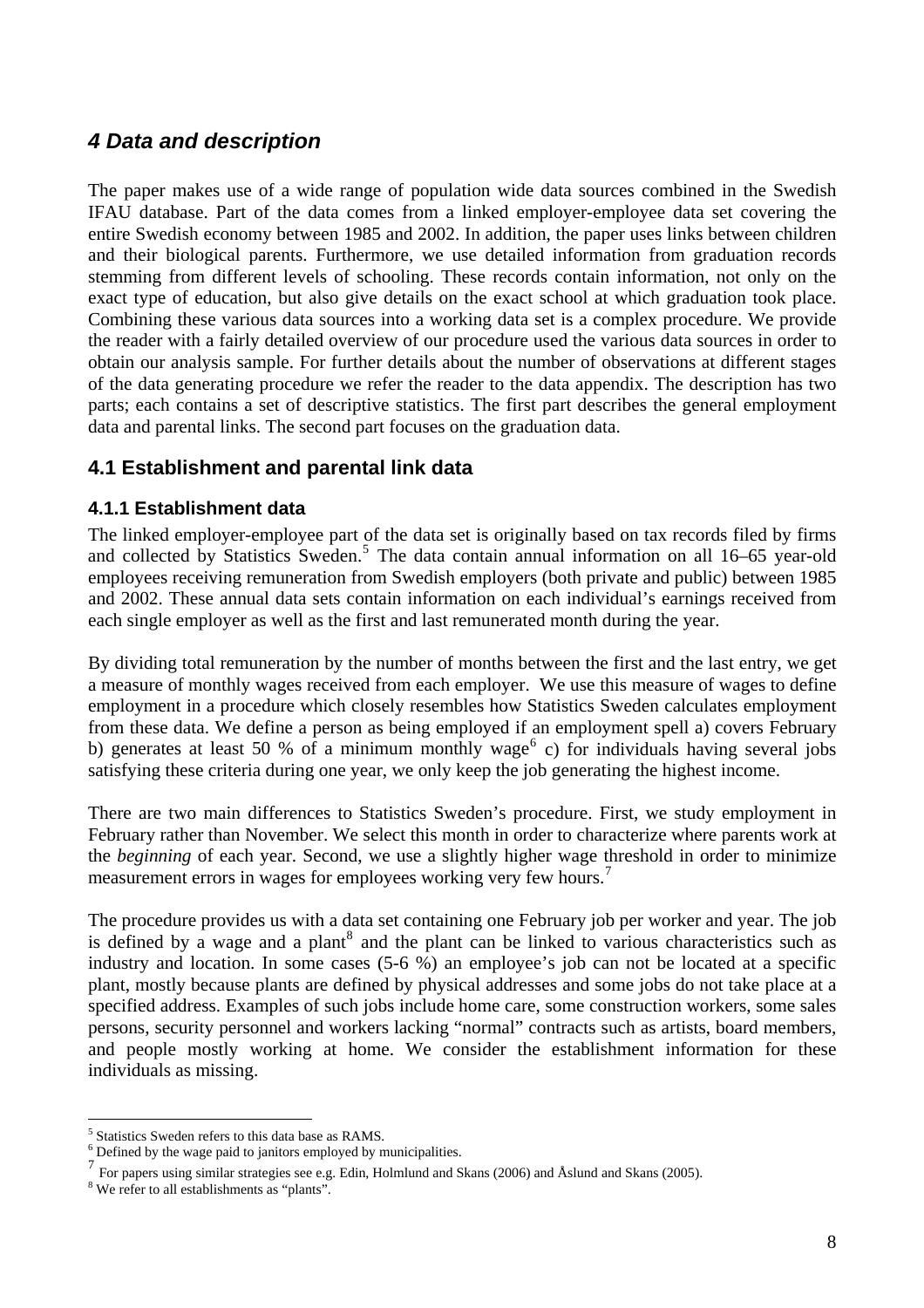## *4 Data and description*

The paper makes use of a wide range of population wide data sources combined in the Swedish IFAU database. Part of the data comes from a linked employer-employee data set covering the entire Swedish economy between 1985 and 2002. In addition, the paper uses links between children and their biological parents. Furthermore, we use detailed information from graduation records stemming from different levels of schooling. These records contain information, not only on the exact type of education, but also give details on the exact school at which graduation took place. Combining these various data sources into a working data set is a complex procedure. We provide the reader with a fairly detailed overview of our procedure used the various data sources in order to obtain our analysis sample. For further details about the number of observations at different stages of the data generating procedure we refer the reader to the data appendix. The description has two parts; each contains a set of descriptive statistics. The first part describes the general employment data and parental links. The second part focuses on the graduation data.

### 4.1 Establishment and parental link data

#### 4.1.1 Establishment data

The linked employer-employee part of the data set is originally based on tax records filed by firms and collected by Statistics Sweden.[5] The data contain annual information on all 16–65 year-old employees receiving remuneration from Swedish employers (both private and public) between 1985 and 2002. These annual data sets contain information on each individual's earnings received from each single employer as well as the first and last remunerated month during the year.

By dividing total remuneration by the number of months between the first and the last entry, we get a measure of monthly wages received from each employer. We use this measure of wages to define employment in a procedure which closely resembles how Statistics Sweden calculates employment from these data. We define a person as being employed if an employment spell a) covers February b) generates at least 50 % of a minimum monthly wage[6] c) for individuals having several jobs satisfying these criteria during one year, we only keep the job generating the highest income.

There are two main differences to Statistics Sweden's procedure. First, we study employment in February rather than November. We select this month in order to characterize where parents work at the *beginning* of each year. Second, we use a slightly higher wage threshold in order to minimize measurement errors in wages for employees working very few hours.[7]

The procedure provides us with a data set containing one February job per worker and year. The job is defined by a wage and a plant[8] and the plant can be linked to various characteristics such as industry and location. In some cases (5-6 %) an employee's job can not be located at a specific plant, mostly because plants are defined by physical addresses and some jobs do not take place at a specified address. Examples of such jobs include home care, some construction workers, some sales persons, security personnel and workers lacking "normal" contracts such as artists, board members, and people mostly working at home. We consider the establishment information for these individuals as missing.

---

[5] Statistics Sweden refers to this data base as RAMS.

[6] Defined by the wage paid to janitors employed by municipalities.

[7] For papers using similar strategies see e.g. Edin, Holmlund and Skans (2006) and Åslund and Skans (2005).

[8] We refer to all establishments as "plants".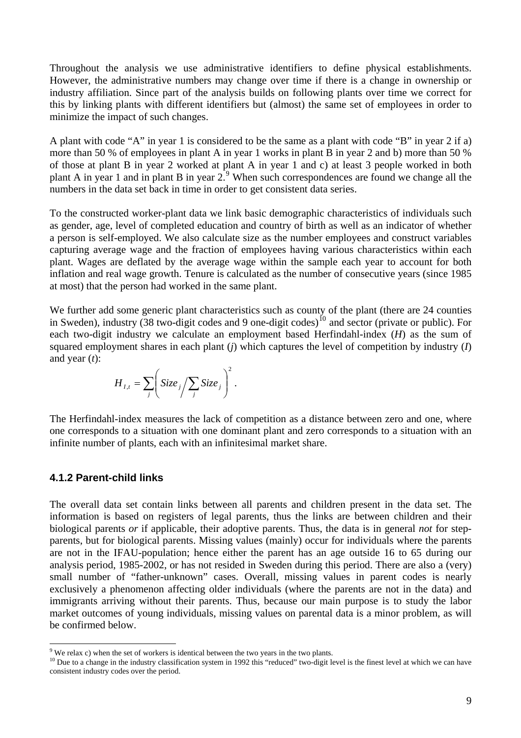Throughout the analysis we use administrative identifiers to define physical establishments. However, the administrative numbers may change over time if there is a change in ownership or industry affiliation. Since part of the analysis builds on following plants over time we correct for this by linking plants with different identifiers but (almost) the same set of employees in order to minimize the impact of such changes.

A plant with code "A" in year 1 is considered to be the same as a plant with code "B" in year 2 if a) more than 50 % of employees in plant A in year 1 works in plant B in year 2 and b) more than 50 % of those at plant B in year 2 worked at plant A in year 1 and c) at least 3 people worked in both plant A in year 1 and in plant B in year 2.[9] When such correspondences are found we change all the numbers in the data set back in time in order to get consistent data series.

To the constructed worker-plant data we link basic demographic characteristics of individuals such as gender, age, level of completed education and country of birth as well as an indicator of whether a person is self-employed. We also calculate size as the number employees and construct variables capturing average wage and the fraction of employees having various characteristics within each plant. Wages are deflated by the average wage within the sample each year to account for both inflation and real wage growth. Tenure is calculated as the number of consecutive years (since 1985 at most) that the person had worked in the same plant.

We further add some generic plant characteristics such as county of the plant (there are 24 counties in Sweden), industry (38 two-digit codes and 9 one-digit codes)[10] and sector (private or public). For each two-digit industry we calculate an employment based Herfindahl-index ($H$) as the sum of squared employment shares in each plant ($j$) which captures the level of competition by industry ($I$) and year ($t$):

$$H_{I,t} = \sum_j \left( Size_j \Big/ \sum_j Size_j \right)^2 .$$

The Herfindahl-index measures the lack of competition as a distance between zero and one, where one corresponds to a situation with one dominant plant and zero corresponds to a situation with an infinite number of plants, each with an infinitesimal market share.

### 4.1.2 Parent-child links

The overall data set contain links between all parents and children present in the data set. The information is based on registers of legal parents, thus the links are between children and their biological parents *or* if applicable, their adoptive parents. Thus, the data is in general *not* for step-parents, but for biological parents. Missing values (mainly) occur for individuals where the parents are not in the IFAU-population; hence either the parent has an age outside 16 to 65 during our analysis period, 1985-2002, or has not resided in Sweden during this period. There are also a (very) small number of "father-unknown" cases. Overall, missing values in parent codes is nearly exclusively a phenomenon affecting older individuals (where the parents are not in the data) and immigrants arriving without their parents. Thus, because our main purpose is to study the labor market outcomes of young individuals, missing values on parental data is a minor problem, as will be confirmed below.

---

[9] We relax c) when the set of workers is identical between the two years in the two plants.

[10] Due to a change in the industry classification system in 1992 this "reduced" two-digit level is the finest level at which we can have consistent industry codes over the period.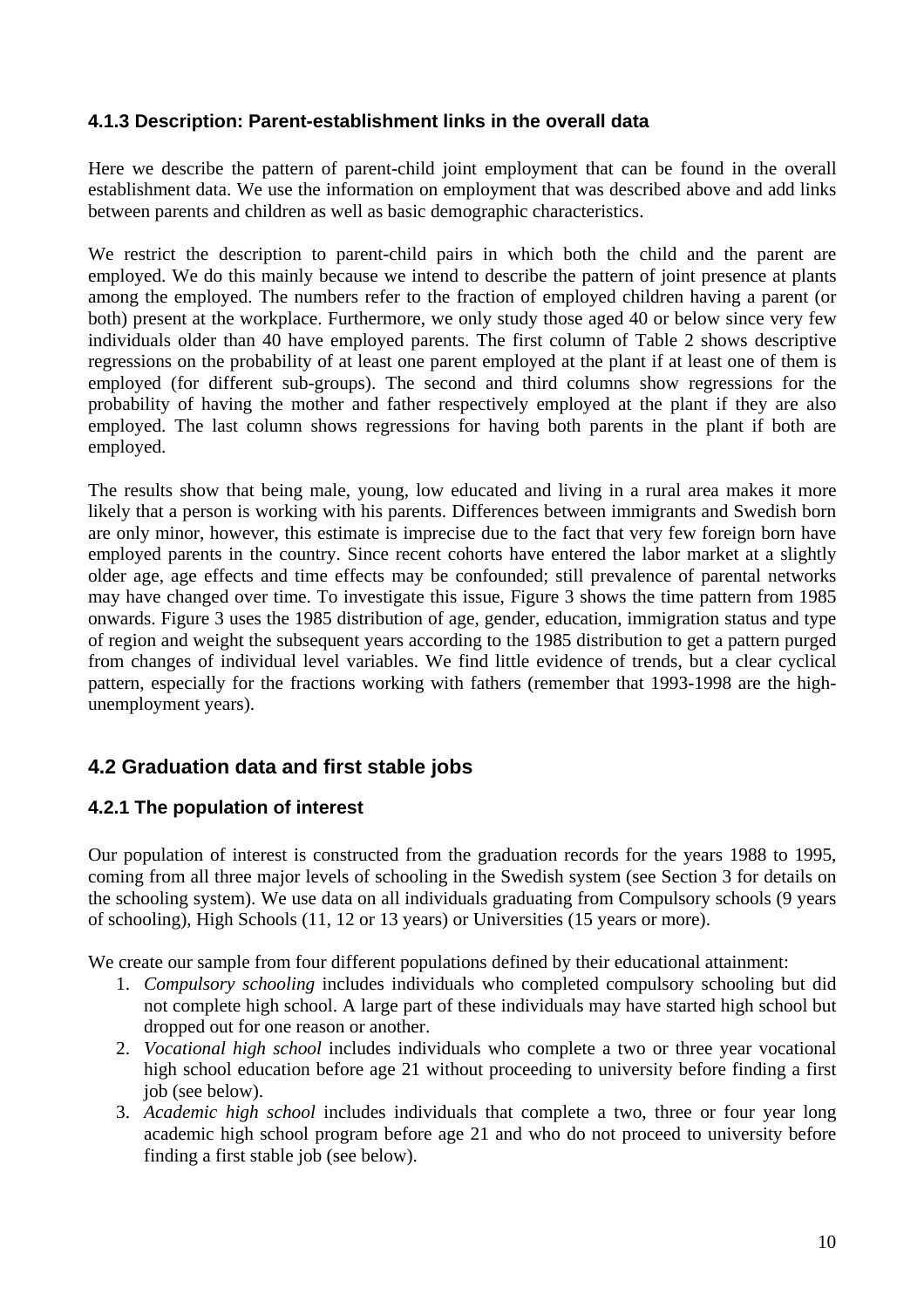### 4.1.3 Description: Parent-establishment links in the overall data

Here we describe the pattern of parent-child joint employment that can be found in the overall establishment data. We use the information on employment that was described above and add links between parents and children as well as basic demographic characteristics.

We restrict the description to parent-child pairs in which both the child and the parent are employed. We do this mainly because we intend to describe the pattern of joint presence at plants among the employed. The numbers refer to the fraction of employed children having a parent (or both) present at the workplace. Furthermore, we only study those aged 40 or below since very few individuals older than 40 have employed parents. The first column of Table 2 shows descriptive regressions on the probability of at least one parent employed at the plant if at least one of them is employed (for different sub-groups). The second and third columns show regressions for the probability of having the mother and father respectively employed at the plant if they are also employed. The last column shows regressions for having both parents in the plant if both are employed.

The results show that being male, young, low educated and living in a rural area makes it more likely that a person is working with his parents. Differences between immigrants and Swedish born are only minor, however, this estimate is imprecise due to the fact that very few foreign born have employed parents in the country. Since recent cohorts have entered the labor market at a slightly older age, age effects and time effects may be confounded; still prevalence of parental networks may have changed over time. To investigate this issue, Figure 3 shows the time pattern from 1985 onwards. Figure 3 uses the 1985 distribution of age, gender, education, immigration status and type of region and weight the subsequent years according to the 1985 distribution to get a pattern purged from changes of individual level variables. We find little evidence of trends, but a clear cyclical pattern, especially for the fractions working with fathers (remember that 1993-1998 are the high-unemployment years).

## 4.2 Graduation data and first stable jobs

### 4.2.1 The population of interest

Our population of interest is constructed from the graduation records for the years 1988 to 1995, coming from all three major levels of schooling in the Swedish system (see Section 3 for details on the schooling system). We use data on all individuals graduating from Compulsory schools (9 years of schooling), High Schools (11, 12 or 13 years) or Universities (15 years or more).

We create our sample from four different populations defined by their educational attainment:

1. *Compulsory schooling* includes individuals who completed compulsory schooling but did not complete high school. A large part of these individuals may have started high school but dropped out for one reason or another.
2. *Vocational high school* includes individuals who complete a two or three year vocational high school education before age 21 without proceeding to university before finding a first job (see below).
3. *Academic high school* includes individuals that complete a two, three or four year long academic high school program before age 21 and who do not proceed to university before finding a first stable job (see below).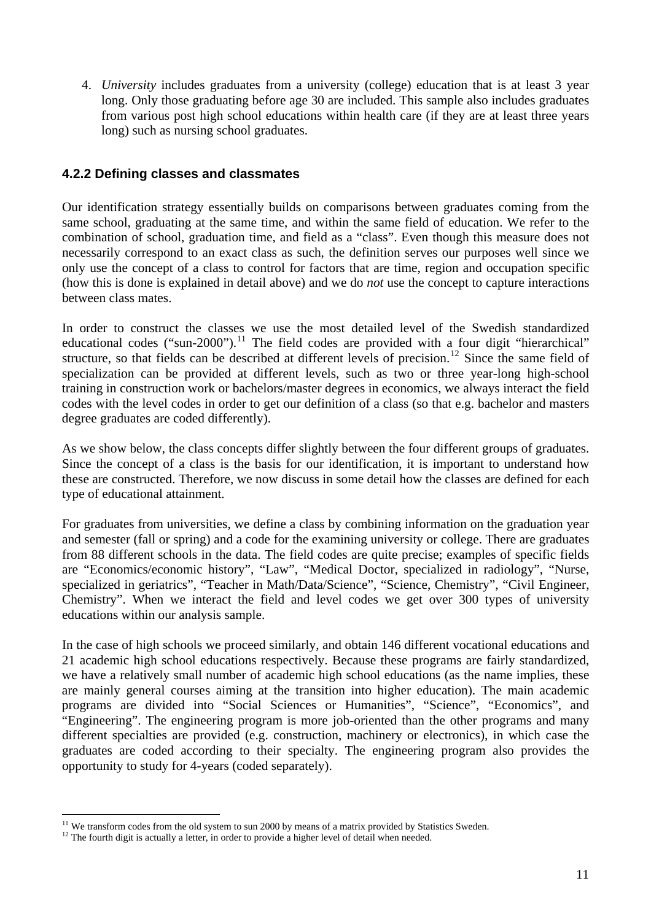4. *University* includes graduates from a university (college) education that is at least 3 year long. Only those graduating before age 30 are included. This sample also includes graduates from various post high school educations within health care (if they are at least three years long) such as nursing school graduates.

### 4.2.2 Defining classes and classmates

Our identification strategy essentially builds on comparisons between graduates coming from the same school, graduating at the same time, and within the same field of education. We refer to the combination of school, graduation time, and field as a "class". Even though this measure does not necessarily correspond to an exact class as such, the definition serves our purposes well since we only use the concept of a class to control for factors that are time, region and occupation specific (how this is done is explained in detail above) and we do *not* use the concept to capture interactions between class mates.

In order to construct the classes we use the most detailed level of the Swedish standardized educational codes ("sun-2000").[11] The field codes are provided with a four digit "hierarchical" structure, so that fields can be described at different levels of precision.[12] Since the same field of specialization can be provided at different levels, such as two or three year-long high-school training in construction work or bachelors/master degrees in economics, we always interact the field codes with the level codes in order to get our definition of a class (so that e.g. bachelor and masters degree graduates are coded differently).

As we show below, the class concepts differ slightly between the four different groups of graduates. Since the concept of a class is the basis for our identification, it is important to understand how these are constructed. Therefore, we now discuss in some detail how the classes are defined for each type of educational attainment.

For graduates from universities, we define a class by combining information on the graduation year and semester (fall or spring) and a code for the examining university or college. There are graduates from 88 different schools in the data. The field codes are quite precise; examples of specific fields are "Economics/economic history", "Law", "Medical Doctor, specialized in radiology", "Nurse, specialized in geriatrics", "Teacher in Math/Data/Science", "Science, Chemistry", "Civil Engineer, Chemistry". When we interact the field and level codes we get over 300 types of university educations within our analysis sample.

In the case of high schools we proceed similarly, and obtain 146 different vocational educations and 21 academic high school educations respectively. Because these programs are fairly standardized, we have a relatively small number of academic high school educations (as the name implies, these are mainly general courses aiming at the transition into higher education). The main academic programs are divided into "Social Sciences or Humanities", "Science", "Economics", and "Engineering". The engineering program is more job-oriented than the other programs and many different specialties are provided (e.g. construction, machinery or electronics), in which case the graduates are coded according to their specialty. The engineering program also provides the opportunity to study for 4-years (coded separately).

[11] We transform codes from the old system to sun 2000 by means of a matrix provided by Statistics Sweden.

[12] The fourth digit is actually a letter, in order to provide a higher level of detail when needed.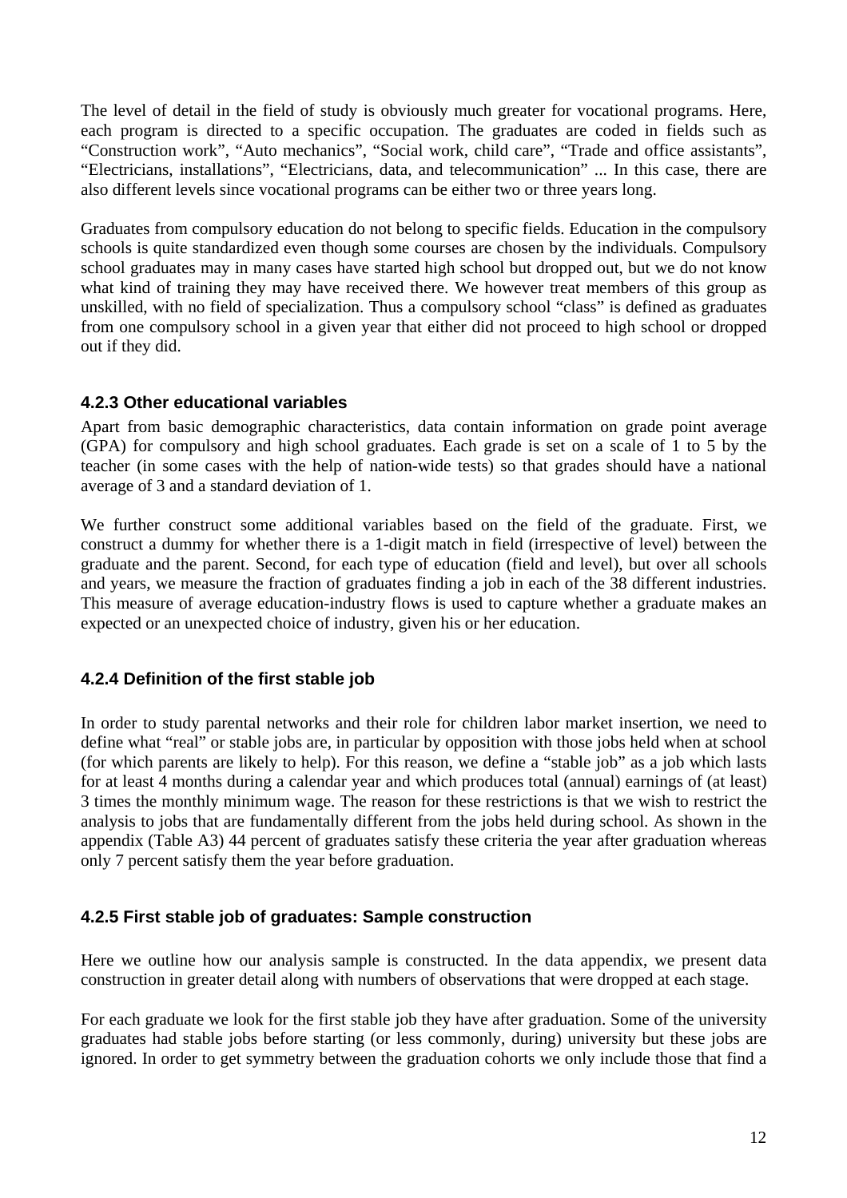The level of detail in the field of study is obviously much greater for vocational programs. Here, each program is directed to a specific occupation. The graduates are coded in fields such as "Construction work", "Auto mechanics", "Social work, child care", "Trade and office assistants", "Electricians, installations", "Electricians, data, and telecommunication" ... In this case, there are also different levels since vocational programs can be either two or three years long.

Graduates from compulsory education do not belong to specific fields. Education in the compulsory schools is quite standardized even though some courses are chosen by the individuals. Compulsory school graduates may in many cases have started high school but dropped out, but we do not know what kind of training they may have received there. We however treat members of this group as unskilled, with no field of specialization. Thus a compulsory school "class" is defined as graduates from one compulsory school in a given year that either did not proceed to high school or dropped out if they did.

### 4.2.3 Other educational variables

Apart from basic demographic characteristics, data contain information on grade point average (GPA) for compulsory and high school graduates. Each grade is set on a scale of 1 to 5 by the teacher (in some cases with the help of nation-wide tests) so that grades should have a national average of 3 and a standard deviation of 1.

We further construct some additional variables based on the field of the graduate. First, we construct a dummy for whether there is a 1-digit match in field (irrespective of level) between the graduate and the parent. Second, for each type of education (field and level), but over all schools and years, we measure the fraction of graduates finding a job in each of the 38 different industries. This measure of average education-industry flows is used to capture whether a graduate makes an expected or an unexpected choice of industry, given his or her education.

### 4.2.4 Definition of the first stable job

In order to study parental networks and their role for children labor market insertion, we need to define what "real" or stable jobs are, in particular by opposition with those jobs held when at school (for which parents are likely to help). For this reason, we define a "stable job" as a job which lasts for at least 4 months during a calendar year and which produces total (annual) earnings of (at least) 3 times the monthly minimum wage. The reason for these restrictions is that we wish to restrict the analysis to jobs that are fundamentally different from the jobs held during school. As shown in the appendix (Table A3) 44 percent of graduates satisfy these criteria the year after graduation whereas only 7 percent satisfy them the year before graduation.

### 4.2.5 First stable job of graduates: Sample construction

Here we outline how our analysis sample is constructed. In the data appendix, we present data construction in greater detail along with numbers of observations that were dropped at each stage.

For each graduate we look for the first stable job they have after graduation. Some of the university graduates had stable jobs before starting (or less commonly, during) university but these jobs are ignored. In order to get symmetry between the graduation cohorts we only include those that find a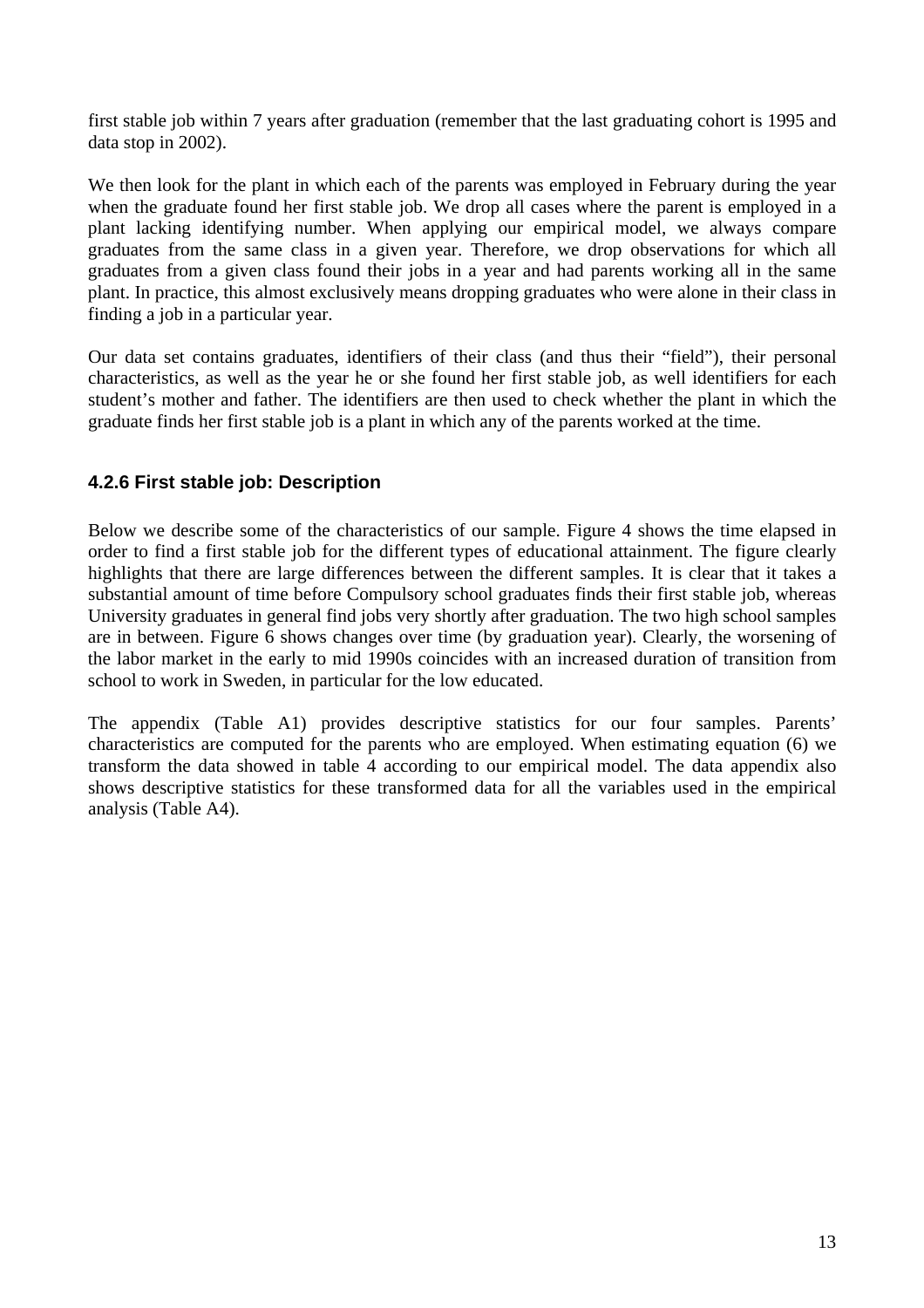first stable job within 7 years after graduation (remember that the last graduating cohort is 1995 and data stop in 2002).

We then look for the plant in which each of the parents was employed in February during the year when the graduate found her first stable job. We drop all cases where the parent is employed in a plant lacking identifying number. When applying our empirical model, we always compare graduates from the same class in a given year. Therefore, we drop observations for which all graduates from a given class found their jobs in a year and had parents working all in the same plant. In practice, this almost exclusively means dropping graduates who were alone in their class in finding a job in a particular year.

Our data set contains graduates, identifiers of their class (and thus their "field"), their personal characteristics, as well as the year he or she found her first stable job, as well identifiers for each student's mother and father. The identifiers are then used to check whether the plant in which the graduate finds her first stable job is a plant in which any of the parents worked at the time.

#### 4.2.6 First stable job: Description

Below we describe some of the characteristics of our sample. Figure 4 shows the time elapsed in order to find a first stable job for the different types of educational attainment. The figure clearly highlights that there are large differences between the different samples. It is clear that it takes a substantial amount of time before Compulsory school graduates finds their first stable job, whereas University graduates in general find jobs very shortly after graduation. The two high school samples are in between. Figure 6 shows changes over time (by graduation year). Clearly, the worsening of the labor market in the early to mid 1990s coincides with an increased duration of transition from school to work in Sweden, in particular for the low educated.

The appendix (Table A1) provides descriptive statistics for our four samples. Parents' characteristics are computed for the parents who are employed. When estimating equation (6) we transform the data showed in table 4 according to our empirical model. The data appendix also shows descriptive statistics for these transformed data for all the variables used in the empirical analysis (Table A4).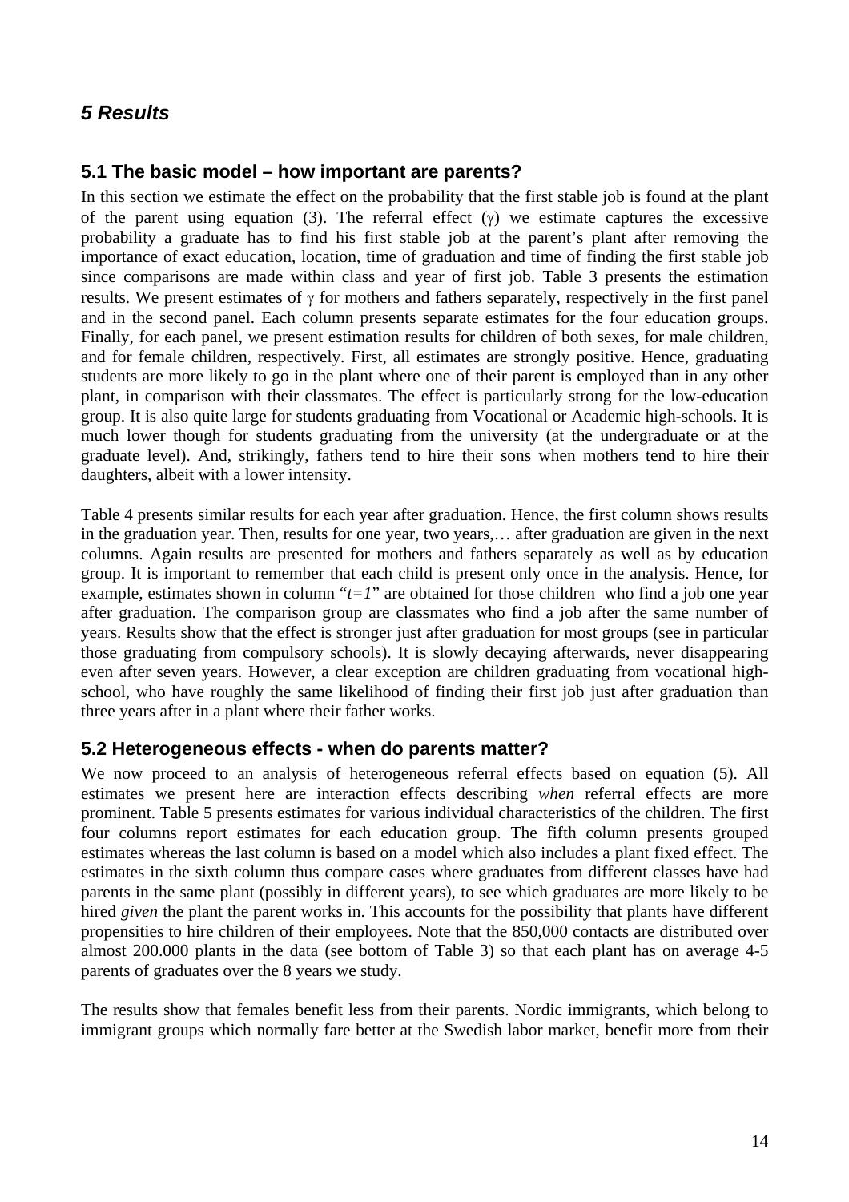## *5 Results*

### 5.1 The basic model – how important are parents?

In this section we estimate the effect on the probability that the first stable job is found at the plant of the parent using equation (3). The referral effect ($\gamma$) we estimate captures the excessive probability a graduate has to find his first stable job at the parent's plant after removing the importance of exact education, location, time of graduation and time of finding the first stable job since comparisons are made within class and year of first job. Table 3 presents the estimation results. We present estimates of $\gamma$ for mothers and fathers separately, respectively in the first panel and in the second panel. Each column presents separate estimates for the four education groups. Finally, for each panel, we present estimation results for children of both sexes, for male children, and for female children, respectively. First, all estimates are strongly positive. Hence, graduating students are more likely to go in the plant where one of their parent is employed than in any other plant, in comparison with their classmates. The effect is particularly strong for the low-education group. It is also quite large for students graduating from Vocational or Academic high-schools. It is much lower though for students graduating from the university (at the undergraduate or at the graduate level). And, strikingly, fathers tend to hire their sons when mothers tend to hire their daughters, albeit with a lower intensity.

Table 4 presents similar results for each year after graduation. Hence, the first column shows results in the graduation year. Then, results for one year, two years,… after graduation are given in the next columns. Again results are presented for mothers and fathers separately as well as by education group. It is important to remember that each child is present only once in the analysis. Hence, for example, estimates shown in column "$t=1$" are obtained for those children who find a job one year after graduation. The comparison group are classmates who find a job after the same number of years. Results show that the effect is stronger just after graduation for most groups (see in particular those graduating from compulsory schools). It is slowly decaying afterwards, never disappearing even after seven years. However, a clear exception are children graduating from vocational high-school, who have roughly the same likelihood of finding their first job just after graduation than three years after in a plant where their father works.

### 5.2 Heterogeneous effects - when do parents matter?

We now proceed to an analysis of heterogeneous referral effects based on equation (5). All estimates we present here are interaction effects describing *when* referral effects are more prominent. Table 5 presents estimates for various individual characteristics of the children. The first four columns report estimates for each education group. The fifth column presents grouped estimates whereas the last column is based on a model which also includes a plant fixed effect. The estimates in the sixth column thus compare cases where graduates from different classes have had parents in the same plant (possibly in different years), to see which graduates are more likely to be hired *given* the plant the parent works in. This accounts for the possibility that plants have different propensities to hire children of their employees. Note that the 850,000 contacts are distributed over almost 200.000 plants in the data (see bottom of Table 3) so that each plant has on average 4-5 parents of graduates over the 8 years we study.

The results show that females benefit less from their parents. Nordic immigrants, which belong to immigrant groups which normally fare better at the Swedish labor market, benefit more from their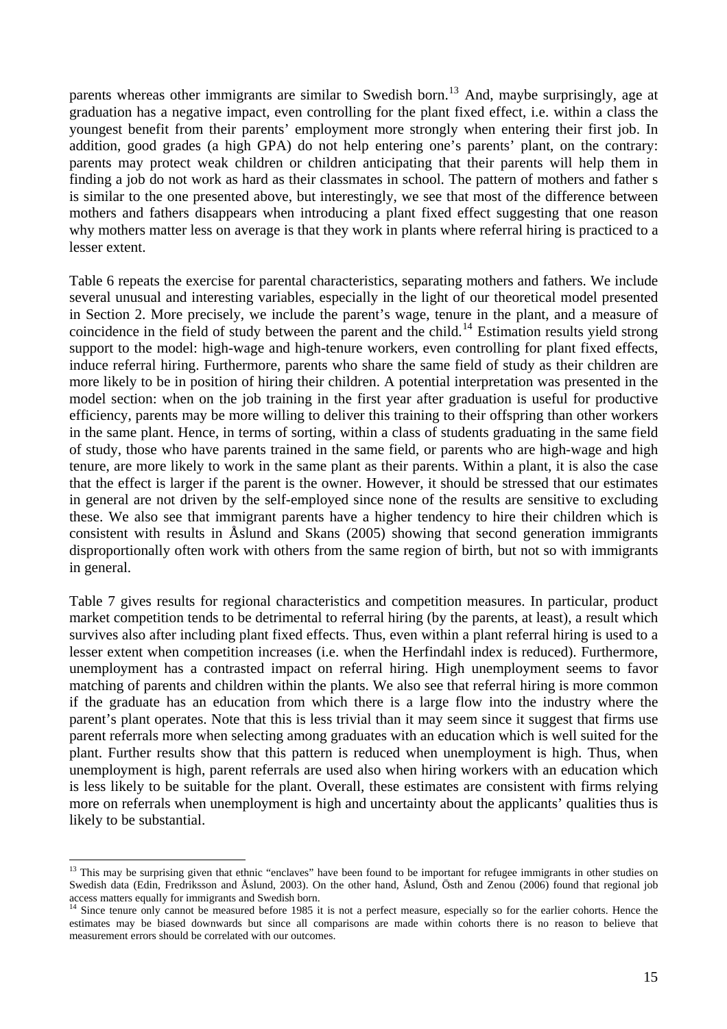parents whereas other immigrants are similar to Swedish born.[13] And, maybe surprisingly, age at graduation has a negative impact, even controlling for the plant fixed effect, i.e. within a class the youngest benefit from their parents' employment more strongly when entering their first job. In addition, good grades (a high GPA) do not help entering one's parents' plant, on the contrary: parents may protect weak children or children anticipating that their parents will help them in finding a job do not work as hard as their classmates in school. The pattern of mothers and father s is similar to the one presented above, but interestingly, we see that most of the difference between mothers and fathers disappears when introducing a plant fixed effect suggesting that one reason why mothers matter less on average is that they work in plants where referral hiring is practiced to a lesser extent.

Table 6 repeats the exercise for parental characteristics, separating mothers and fathers. We include several unusual and interesting variables, especially in the light of our theoretical model presented in Section 2. More precisely, we include the parent's wage, tenure in the plant, and a measure of coincidence in the field of study between the parent and the child.[14] Estimation results yield strong support to the model: high-wage and high-tenure workers, even controlling for plant fixed effects, induce referral hiring. Furthermore, parents who share the same field of study as their children are more likely to be in position of hiring their children. A potential interpretation was presented in the model section: when on the job training in the first year after graduation is useful for productive efficiency, parents may be more willing to deliver this training to their offspring than other workers in the same plant. Hence, in terms of sorting, within a class of students graduating in the same field of study, those who have parents trained in the same field, or parents who are high-wage and high tenure, are more likely to work in the same plant as their parents. Within a plant, it is also the case that the effect is larger if the parent is the owner. However, it should be stressed that our estimates in general are not driven by the self-employed since none of the results are sensitive to excluding these. We also see that immigrant parents have a higher tendency to hire their children which is consistent with results in Åslund and Skans (2005) showing that second generation immigrants disproportionally often work with others from the same region of birth, but not so with immigrants in general.

Table 7 gives results for regional characteristics and competition measures. In particular, product market competition tends to be detrimental to referral hiring (by the parents, at least), a result which survives also after including plant fixed effects. Thus, even within a plant referral hiring is used to a lesser extent when competition increases (i.e. when the Herfindahl index is reduced). Furthermore, unemployment has a contrasted impact on referral hiring. High unemployment seems to favor matching of parents and children within the plants. We also see that referral hiring is more common if the graduate has an education from which there is a large flow into the industry where the parent's plant operates. Note that this is less trivial than it may seem since it suggest that firms use parent referrals more when selecting among graduates with an education which is well suited for the plant. Further results show that this pattern is reduced when unemployment is high. Thus, when unemployment is high, parent referrals are used also when hiring workers with an education which is less likely to be suitable for the plant. Overall, these estimates are consistent with firms relying more on referrals when unemployment is high and uncertainty about the applicants' qualities thus is likely to be substantial.

[13] This may be surprising given that ethnic "enclaves" have been found to be important for refugee immigrants in other studies on Swedish data (Edin, Fredriksson and Åslund, 2003). On the other hand, Åslund, Östh and Zenou (2006) found that regional job access matters equally for immigrants and Swedish born.

[14] Since tenure only cannot be measured before 1985 it is not a perfect measure, especially so for the earlier cohorts. Hence the estimates may be biased downwards but since all comparisons are made within cohorts there is no reason to believe that measurement errors should be correlated with our outcomes.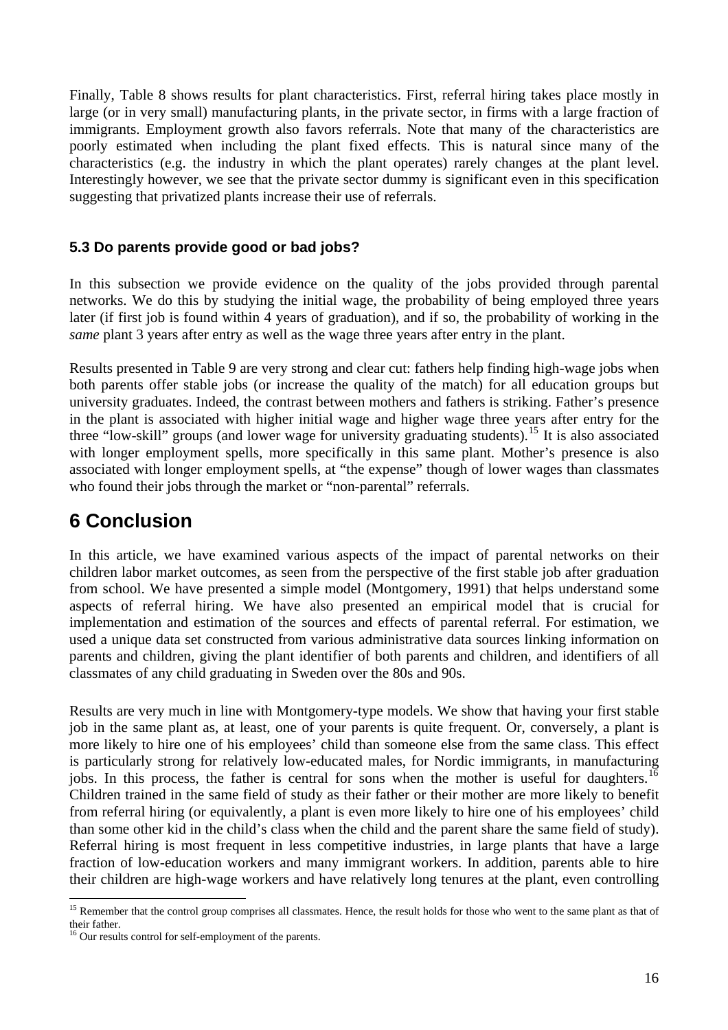Finally, Table 8 shows results for plant characteristics. First, referral hiring takes place mostly in large (or in very small) manufacturing plants, in the private sector, in firms with a large fraction of immigrants. Employment growth also favors referrals. Note that many of the characteristics are poorly estimated when including the plant fixed effects. This is natural since many of the characteristics (e.g. the industry in which the plant operates) rarely changes at the plant level. Interestingly however, we see that the private sector dummy is significant even in this specification suggesting that privatized plants increase their use of referrals.

### 5.3 Do parents provide good or bad jobs?

In this subsection we provide evidence on the quality of the jobs provided through parental networks. We do this by studying the initial wage, the probability of being employed three years later (if first job is found within 4 years of graduation), and if so, the probability of working in the *same* plant 3 years after entry as well as the wage three years after entry in the plant.

Results presented in Table 9 are very strong and clear cut: fathers help finding high-wage jobs when both parents offer stable jobs (or increase the quality of the match) for all education groups but university graduates. Indeed, the contrast between mothers and fathers is striking. Father's presence in the plant is associated with higher initial wage and higher wage three years after entry for the three "low-skill" groups (and lower wage for university graduating students).[15] It is also associated with longer employment spells, more specifically in this same plant. Mother's presence is also associated with longer employment spells, at "the expense" though of lower wages than classmates who found their jobs through the market or "non-parental" referrals.

## 6 Conclusion

In this article, we have examined various aspects of the impact of parental networks on their children labor market outcomes, as seen from the perspective of the first stable job after graduation from school. We have presented a simple model (Montgomery, 1991) that helps understand some aspects of referral hiring. We have also presented an empirical model that is crucial for implementation and estimation of the sources and effects of parental referral. For estimation, we used a unique data set constructed from various administrative data sources linking information on parents and children, giving the plant identifier of both parents and children, and identifiers of all classmates of any child graduating in Sweden over the 80s and 90s.

Results are very much in line with Montgomery-type models. We show that having your first stable job in the same plant as, at least, one of your parents is quite frequent. Or, conversely, a plant is more likely to hire one of his employees' child than someone else from the same class. This effect is particularly strong for relatively low-educated males, for Nordic immigrants, in manufacturing jobs. In this process, the father is central for sons when the mother is useful for daughters.[16] Children trained in the same field of study as their father or their mother are more likely to benefit from referral hiring (or equivalently, a plant is even more likely to hire one of his employees' child than some other kid in the child's class when the child and the parent share the same field of study). Referral hiring is most frequent in less competitive industries, in large plants that have a large fraction of low-education workers and many immigrant workers. In addition, parents able to hire their children are high-wage workers and have relatively long tenures at the plant, even controlling

[15] Remember that the control group comprises all classmates. Hence, the result holds for those who went to the same plant as that of their father.

[16] Our results control for self-employment of the parents.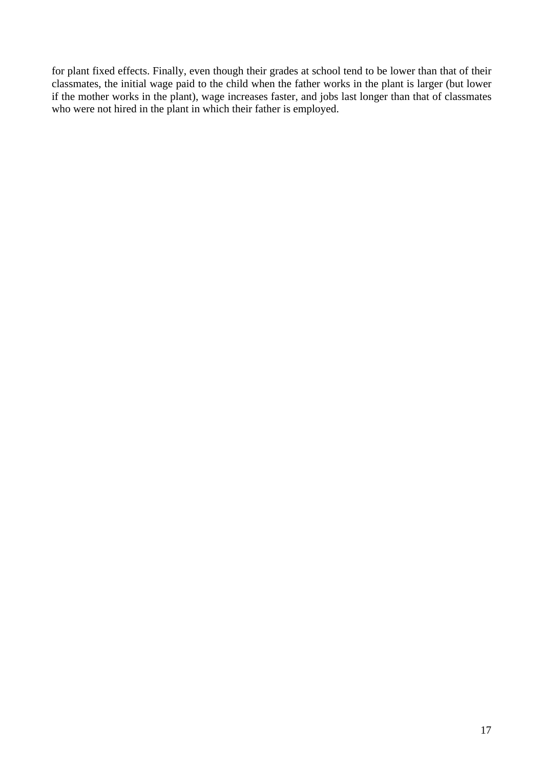for plant fixed effects. Finally, even though their grades at school tend to be lower than that of their classmates, the initial wage paid to the child when the father works in the plant is larger (but lower if the mother works in the plant), wage increases faster, and jobs last longer than that of classmates who were not hired in the plant in which their father is employed.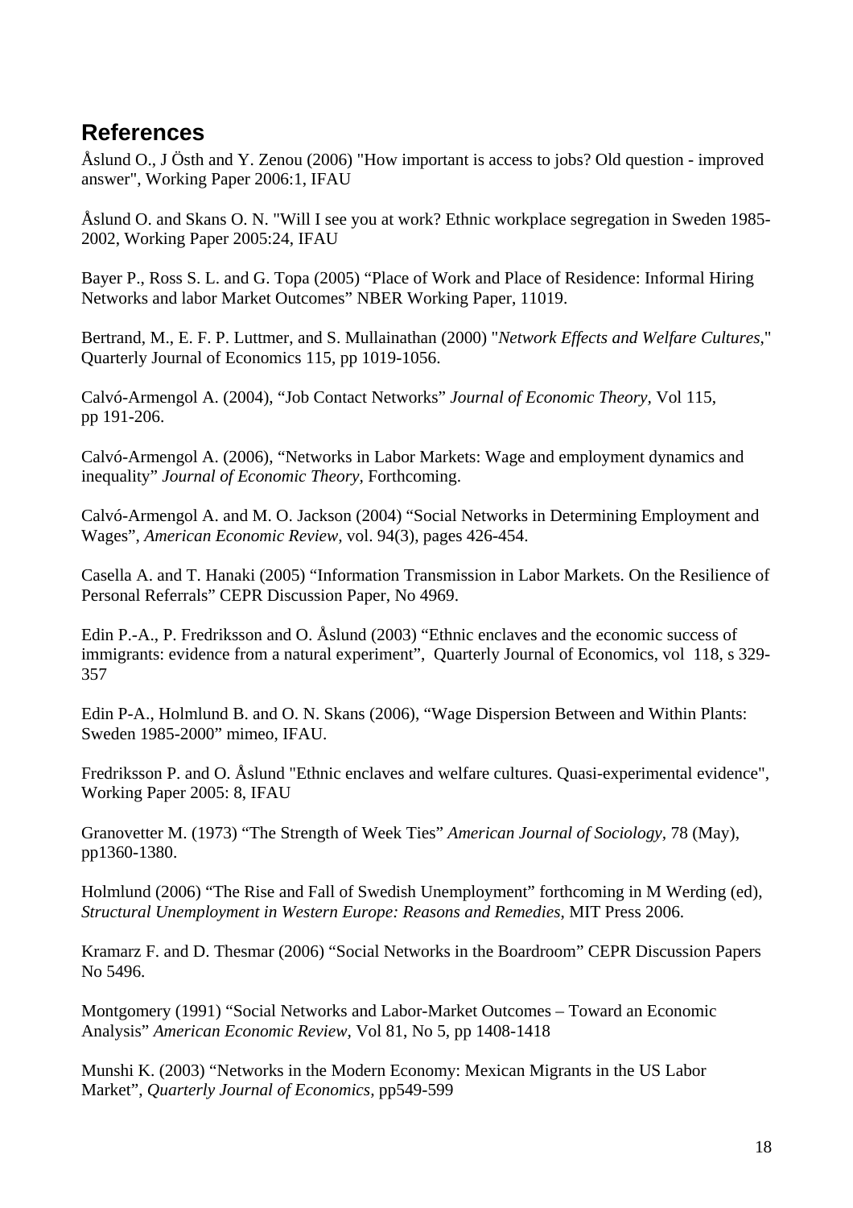## References

Åslund O., J Östh and Y. Zenou (2006) "How important is access to jobs? Old question - improved answer", Working Paper 2006:1, IFAU

Åslund O. and Skans O. N. "Will I see you at work? Ethnic workplace segregation in Sweden 1985-2002, Working Paper 2005:24, IFAU

Bayer P., Ross S. L. and G. Topa (2005) "Place of Work and Place of Residence: Informal Hiring Networks and labor Market Outcomes" NBER Working Paper, 11019.

Bertrand, M., E. F. P. Luttmer, and S. Mullainathan (2000) "*Network Effects and Welfare Cultures*," Quarterly Journal of Economics 115, pp 1019-1056.

Calvó-Armengol A. (2004), "Job Contact Networks" *Journal of Economic Theory*, Vol 115, pp 191-206.

Calvó-Armengol A. (2006), "Networks in Labor Markets: Wage and employment dynamics and inequality" *Journal of Economic Theory*, Forthcoming.

Calvó-Armengol A. and M. O. Jackson (2004) "Social Networks in Determining Employment and Wages", *American Economic Review*, vol. 94(3), pages 426-454.

Casella A. and T. Hanaki (2005) "Information Transmission in Labor Markets. On the Resilience of Personal Referrals" CEPR Discussion Paper, No 4969.

Edin P.-A., P. Fredriksson and O. Åslund (2003) "Ethnic enclaves and the economic success of immigrants: evidence from a natural experiment", Quarterly Journal of Economics, vol 118, s 329-357

Edin P-A., Holmlund B. and O. N. Skans (2006), "Wage Dispersion Between and Within Plants: Sweden 1985-2000" mimeo, IFAU.

Fredriksson P. and O. Åslund "Ethnic enclaves and welfare cultures. Quasi-experimental evidence", Working Paper 2005: 8, IFAU

Granovetter M. (1973) "The Strength of Week Ties" *American Journal of Sociology*, 78 (May), pp1360-1380.

Holmlund (2006) "The Rise and Fall of Swedish Unemployment" forthcoming in M Werding (ed), *Structural Unemployment in Western Europe: Reasons and Remedies*, MIT Press 2006.

Kramarz F. and D. Thesmar (2006) "Social Networks in the Boardroom" CEPR Discussion Papers No 5496.

Montgomery (1991) "Social Networks and Labor-Market Outcomes – Toward an Economic Analysis" *American Economic Review*, Vol 81, No 5, pp 1408-1418

Munshi K. (2003) "Networks in the Modern Economy: Mexican Migrants in the US Labor Market", *Quarterly Journal of Economics*, pp549-599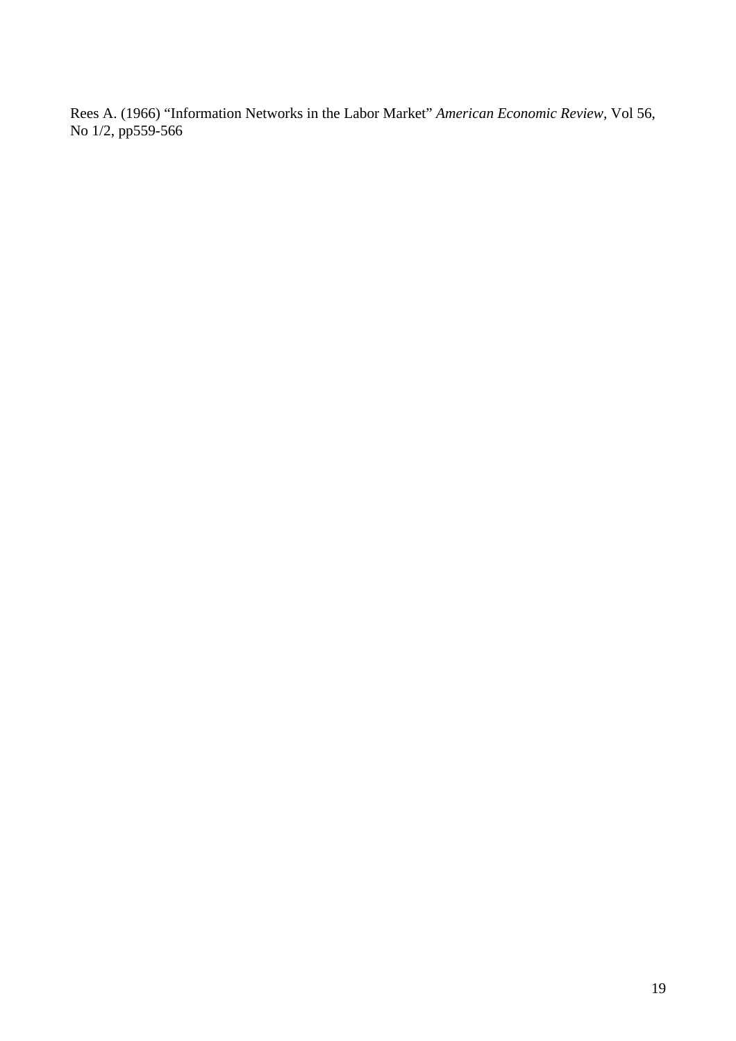Rees A. (1966) “Information Networks in the Labor Market” *American Economic Review*, Vol 56, No 1/2, pp559-566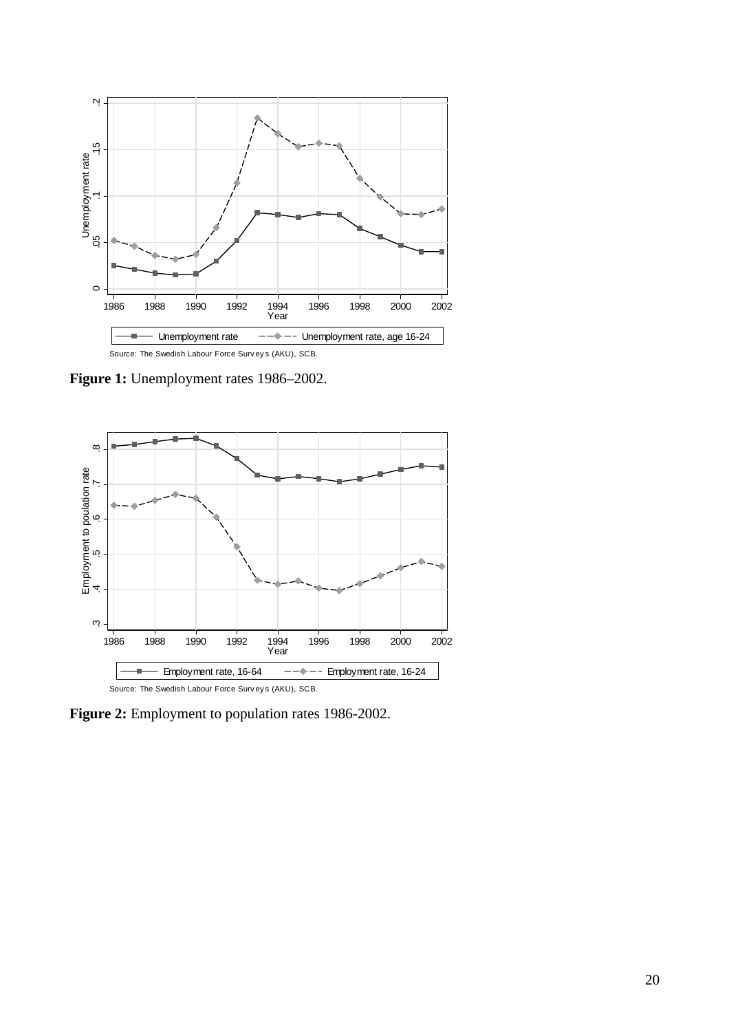**Figure 1:** Unemployment rates 1986–2002.

**Figure 2:** Employment to population rates 1986-2002.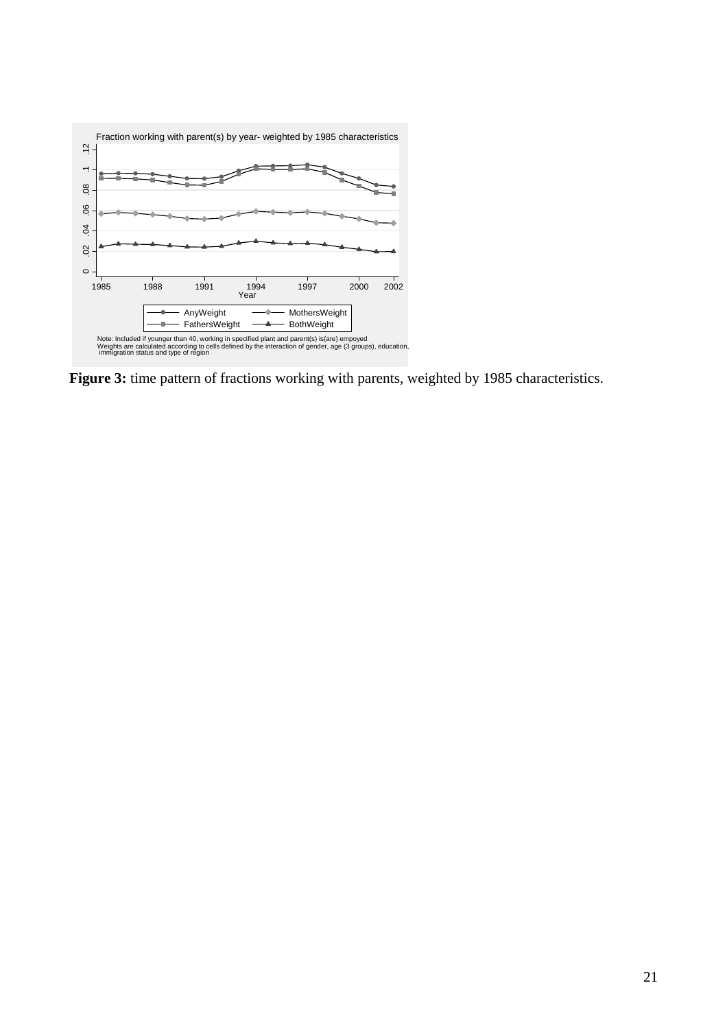Fraction working with parent(s) by year- weighted by 1985 characteristics

Note: Included if younger than 40, working in specified plant and parent(s) is(are) empoyed
Weights are calculated according to cells defined by the interaction of gender, age (3 groups), education, immigration status and type of region

**Figure 3:** time pattern of fractions working with parents, weighted by 1985 characteristics.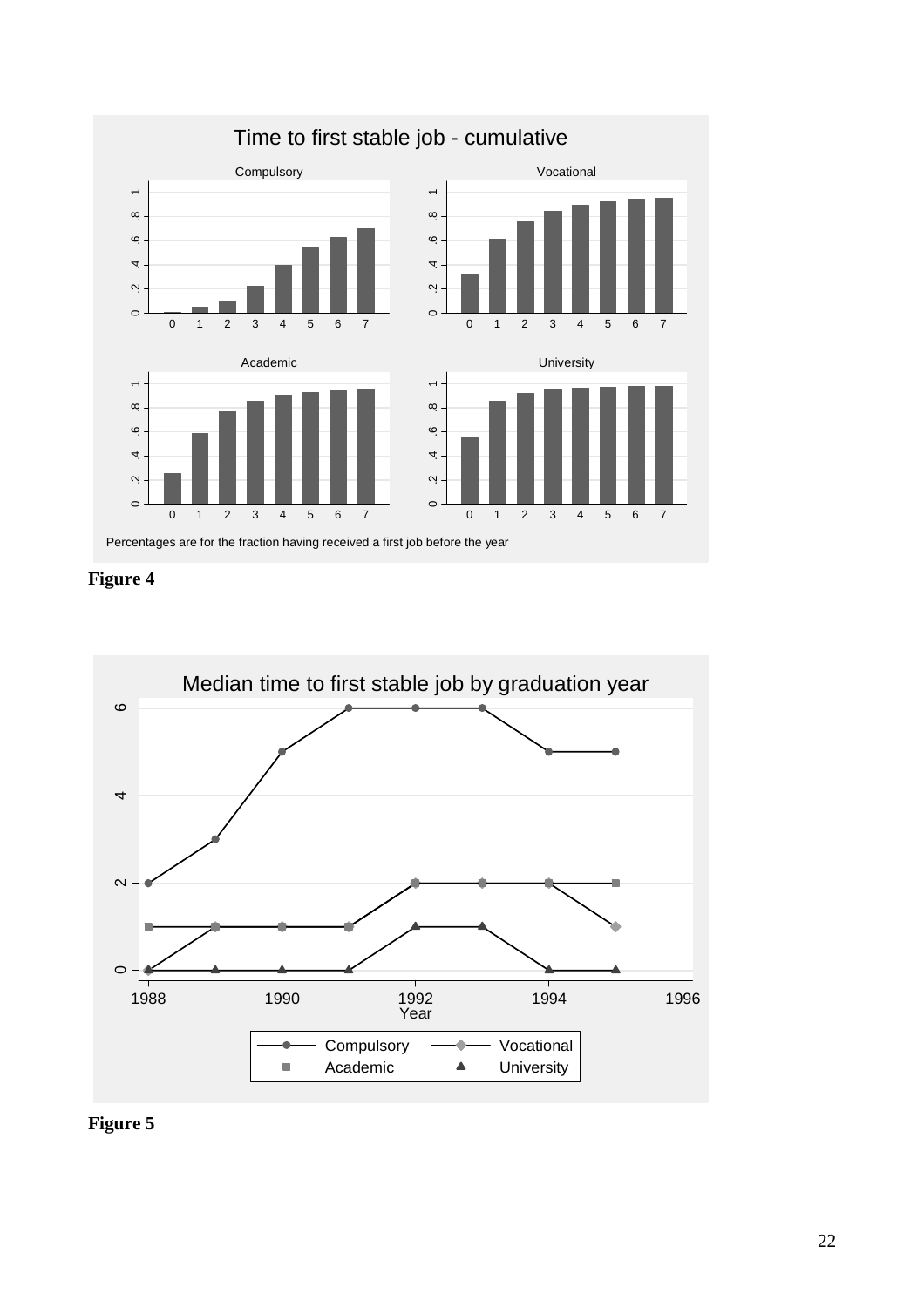Time to first stable job - cumulative

Percentages are for the fraction having received a first job before the year

**Figure 4**

Median time to first stable job by graduation year

**Figure 5**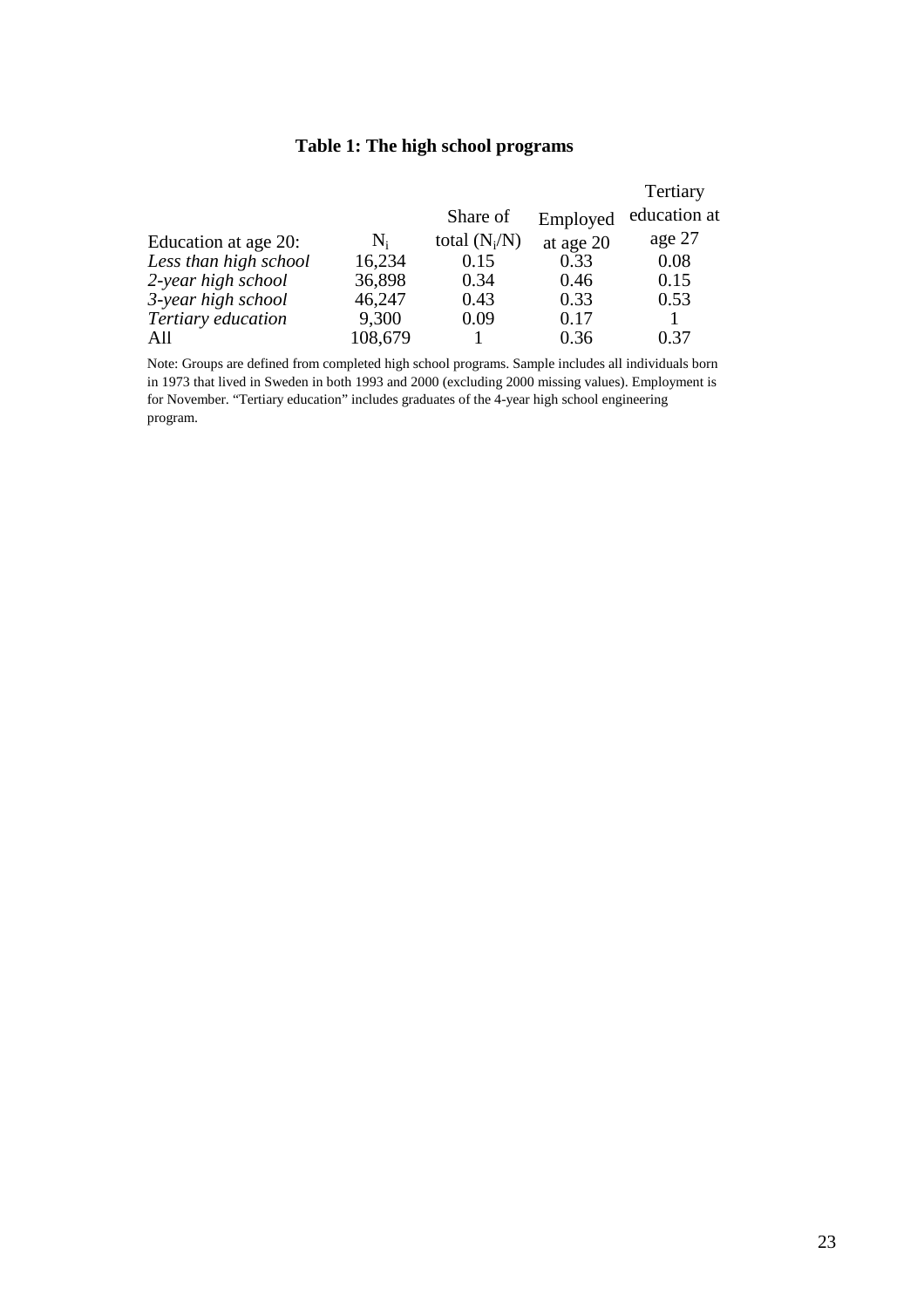**Table 1: The high school programs**

| Education at age 20: | $N_i$ | Share of total ($N_i$/N) | Employed at age 20 | Tertiary education at age 27 |
|---|---|---|---|---|
| *Less than high school* | 16,234 | 0.15 | 0.33 | 0.08 |
| *2-year high school* | 36,898 | 0.34 | 0.46 | 0.15 |
| *3-year high school* | 46,247 | 0.43 | 0.33 | 0.53 |
| *Tertiary education* | 9,300 | 0.09 | 0.17 | 1 |
| All | 108,679 | 1 | 0.36 | 0.37 |

Note: Groups are defined from completed high school programs. Sample includes all individuals born in 1973 that lived in Sweden in both 1993 and 2000 (excluding 2000 missing values). Employment is for November. "Tertiary education" includes graduates of the 4-year high school engineering program.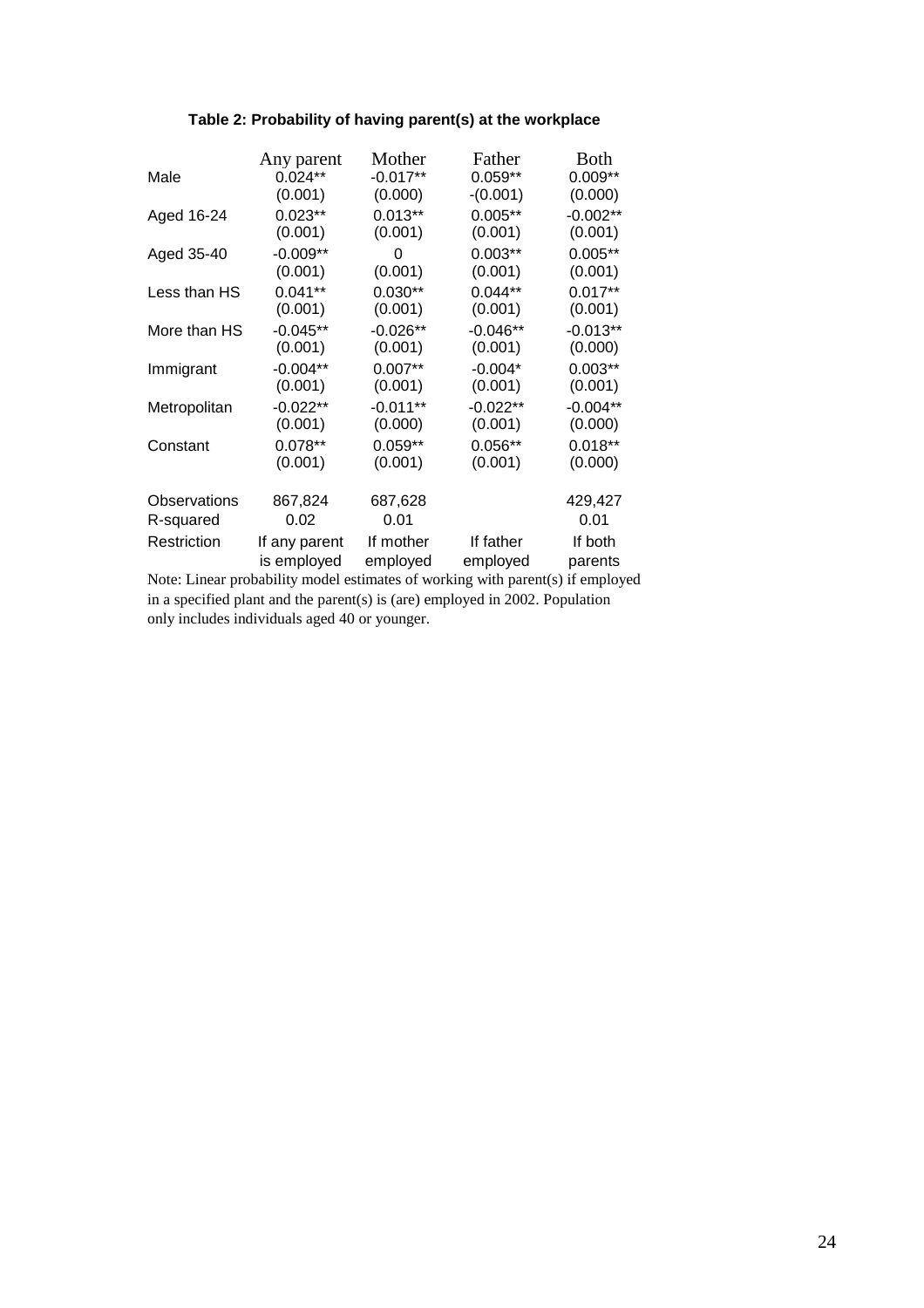**Table 2: Probability of having parent(s) at the workplace**

| | Any parent | Mother | Father | Both |
|---|---|---|---|---|
| Male | 0.024** | -0.017** | 0.059** | 0.009** |
| | (0.001) | (0.000) | -(0.001) | (0.000) |
| Aged 16-24 | 0.023** | 0.013** | 0.005** | -0.002** |
| | (0.001) | (0.001) | (0.001) | (0.001) |
| Aged 35-40 | -0.009** | 0 | 0.003** | 0.005** |
| | (0.001) | (0.001) | (0.001) | (0.001) |
| Less than HS | 0.041** | 0.030** | 0.044** | 0.017** |
| | (0.001) | (0.001) | (0.001) | (0.001) |
| More than HS | -0.045** | -0.026** | -0.046** | -0.013** |
| | (0.001) | (0.001) | (0.001) | (0.000) |
| Immigrant | -0.004** | 0.007** | -0.004* | 0.003** |
| | (0.001) | (0.001) | (0.001) | (0.001) |
| Metropolitan | -0.022** | -0.011** | -0.022** | -0.004** |
| | (0.001) | (0.000) | (0.001) | (0.000) |
| Constant | 0.078** | 0.059** | 0.056** | 0.018** |
| | (0.001) | (0.001) | (0.001) | (0.000) |
| Observations | 867,824 | 687,628 | | 429,427 |
| R-squared | 0.02 | 0.01 | | 0.01 |
| Restriction | If any parent is employed | If mother employed | If father employed | If both parents |

Note: Linear probability model estimates of working with parent(s) if employed in a specified plant and the parent(s) is (are) employed in 2002. Population only includes individuals aged 40 or younger.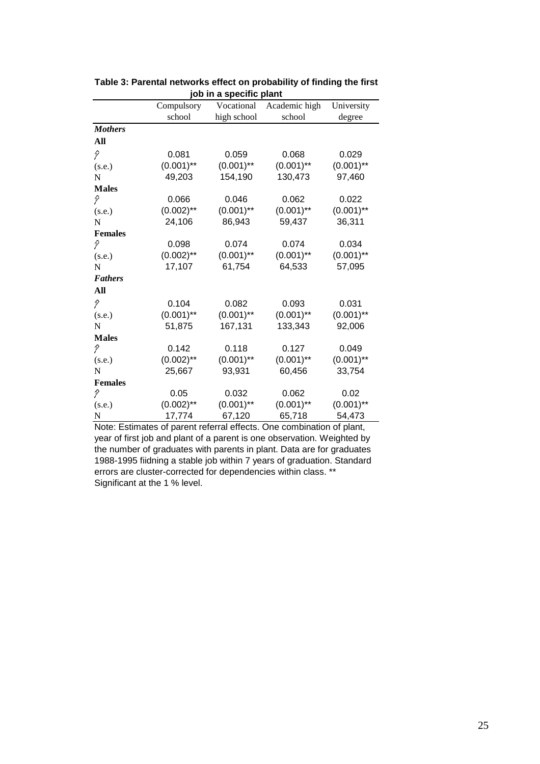**Table 3: Parental networks effect on probability of finding the first job in a specific plant**

| | Compulsory school | Vocational high school | Academic high school | University degree |
|---|---|---|---|---|
| ***Mothers*** | | | | |
| **All** | | | | |
| $\hat{\gamma}$ | 0.081 | 0.059 | 0.068 | 0.029 |
| (s.e.) | (0.001)** | (0.001)** | (0.001)** | (0.001)** |
| N | 49,203 | 154,190 | 130,473 | 97,460 |
| **Males** | | | | |
| $\hat{\gamma}$ | 0.066 | 0.046 | 0.062 | 0.022 |
| (s.e.) | (0.002)** | (0.001)** | (0.001)** | (0.001)** |
| N | 24,106 | 86,943 | 59,437 | 36,311 |
| **Females** | | | | |
| $\hat{\gamma}$ | 0.098 | 0.074 | 0.074 | 0.034 |
| (s.e.) | (0.002)** | (0.001)** | (0.001)** | (0.001)** |
| N | 17,107 | 61,754 | 64,533 | 57,095 |
| ***Fathers*** | | | | |
| **All** | | | | |
| $\hat{\gamma}$ | 0.104 | 0.082 | 0.093 | 0.031 |
| (s.e.) | (0.001)** | (0.001)** | (0.001)** | (0.001)** |
| N | 51,875 | 167,131 | 133,343 | 92,006 |
| **Males** | | | | |
| $\hat{\gamma}$ | 0.142 | 0.118 | 0.127 | 0.049 |
| (s.e.) | (0.002)** | (0.001)** | (0.001)** | (0.001)** |
| N | 25,667 | 93,931 | 60,456 | 33,754 |
| **Females** | | | | |
| $\hat{\gamma}$ | 0.05 | 0.032 | 0.062 | 0.02 |
| (s.e.) | (0.002)** | (0.001)** | (0.001)** | (0.001)** |
| N | 17,774 | 67,120 | 65,718 | 54,473 |

Note: Estimates of parent referral effects. One combination of plant, year of first job and plant of a parent is one observation. Weighted by the number of graduates with parents in plant. Data are for graduates 1988-1995 fiidning a stable job within 7 years of graduation. Standard errors are cluster-corrected for dependencies within class. ** Significant at the 1 % level.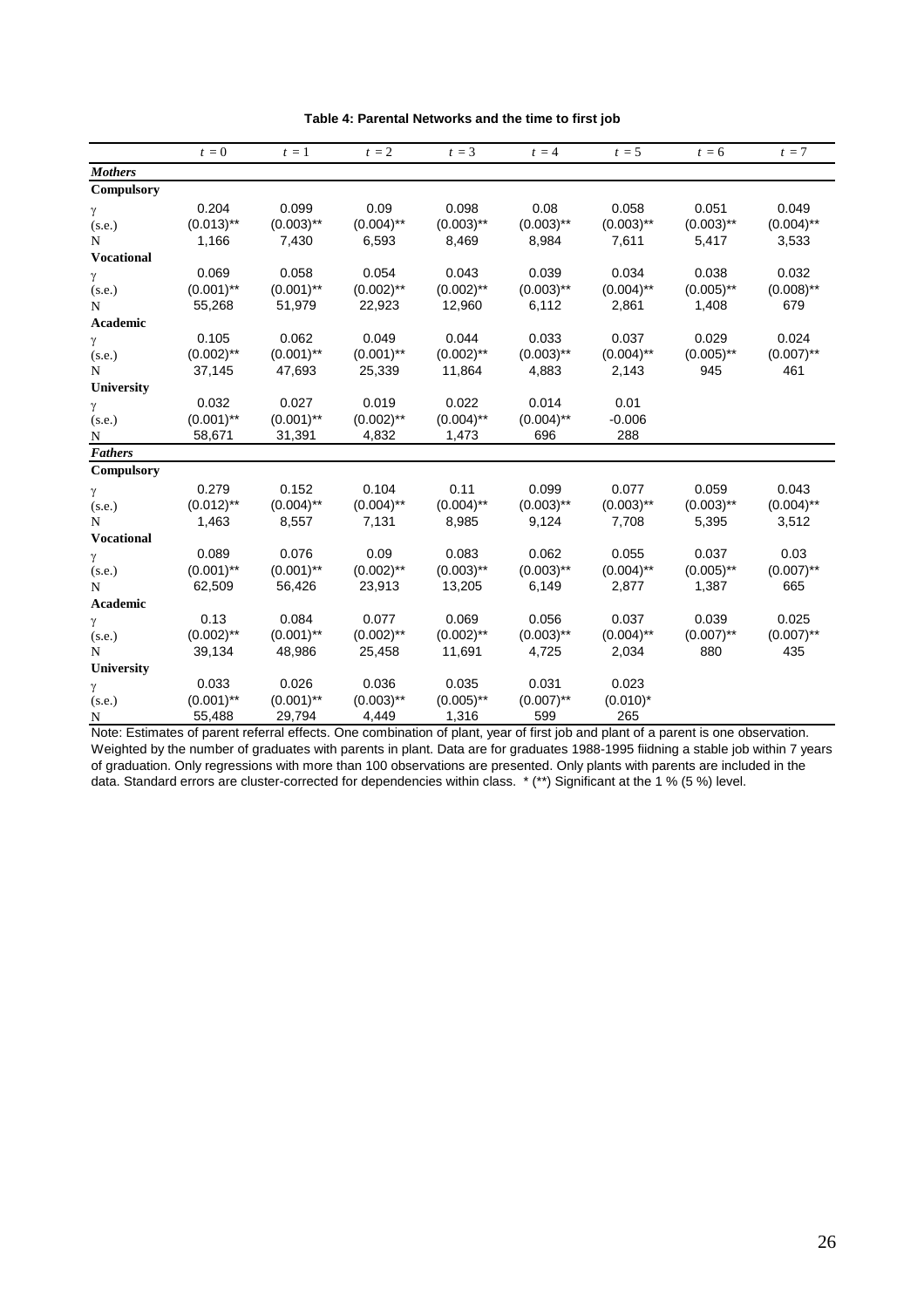**Table 4: Parental Networks and the time to first job**

| | $t=0$ | $t=1$ | $t=2$ | $t=3$ | $t=4$ | $t=5$ | $t=6$ | $t=7$ |
|---|---|---|---|---|---|---|---|---|
| ***Mothers*** | | | | | | | | |
| **Compulsory** | | | | | | | | |
| $\gamma$ | 0.204 | 0.099 | 0.09 | 0.098 | 0.08 | 0.058 | 0.051 | 0.049 |
| (s.e.) | (0.013)** | (0.003)** | (0.004)** | (0.003)** | (0.003)** | (0.003)** | (0.003)** | (0.004)** |
| N | 1,166 | 7,430 | 6,593 | 8,469 | 8,984 | 7,611 | 5,417 | 3,533 |
| **Vocational** | | | | | | | | |
| $\gamma$ | 0.069 | 0.058 | 0.054 | 0.043 | 0.039 | 0.034 | 0.038 | 0.032 |
| (s.e.) | (0.001)** | (0.001)** | (0.002)** | (0.002)** | (0.003)** | (0.004)** | (0.005)** | (0.008)** |
| N | 55,268 | 51,979 | 22,923 | 12,960 | 6,112 | 2,861 | 1,408 | 679 |
| **Academic** | | | | | | | | |
| $\gamma$ | 0.105 | 0.062 | 0.049 | 0.044 | 0.033 | 0.037 | 0.029 | 0.024 |
| (s.e.) | (0.002)** | (0.001)** | (0.001)** | (0.002)** | (0.003)** | (0.004)** | (0.005)** | (0.007)** |
| N | 37,145 | 47,693 | 25,339 | 11,864 | 4,883 | 2,143 | 945 | 461 |
| **University** | | | | | | | | |
| $\gamma$ | 0.032 | 0.027 | 0.019 | 0.022 | 0.014 | 0.01 | | |
| (s.e.) | (0.001)** | (0.001)** | (0.002)** | (0.004)** | (0.004)** | -0.006 | | |
| N | 58,671 | 31,391 | 4,832 | 1,473 | 696 | 288 | | |
| ***Fathers*** | | | | | | | | |
| **Compulsory** | | | | | | | | |
| $\gamma$ | 0.279 | 0.152 | 0.104 | 0.11 | 0.099 | 0.077 | 0.059 | 0.043 |
| (s.e.) | (0.012)** | (0.004)** | (0.004)** | (0.004)** | (0.003)** | (0.003)** | (0.003)** | (0.004)** |
| N | 1,463 | 8,557 | 7,131 | 8,985 | 9,124 | 7,708 | 5,395 | 3,512 |
| **Vocational** | | | | | | | | |
| $\gamma$ | 0.089 | 0.076 | 0.09 | 0.083 | 0.062 | 0.055 | 0.037 | 0.03 |
| (s.e.) | (0.001)** | (0.001)** | (0.002)** | (0.003)** | (0.003)** | (0.004)** | (0.005)** | (0.007)** |
| N | 62,509 | 56,426 | 23,913 | 13,205 | 6,149 | 2,877 | 1,387 | 665 |
| **Academic** | | | | | | | | |
| $\gamma$ | 0.13 | 0.084 | 0.077 | 0.069 | 0.056 | 0.037 | 0.039 | 0.025 |
| (s.e.) | (0.002)** | (0.001)** | (0.002)** | (0.002)** | (0.003)** | (0.004)** | (0.007)** | (0.007)** |
| N | 39,134 | 48,986 | 25,458 | 11,691 | 4,725 | 2,034 | 880 | 435 |
| **University** | | | | | | | | |
| $\gamma$ | 0.033 | 0.026 | 0.036 | 0.035 | 0.031 | 0.023 | | |
| (s.e.) | (0.001)** | (0.001)** | (0.003)** | (0.005)** | (0.007)** | (0.010)* | | |
| N | 55,488 | 29,794 | 4,449 | 1,316 | 599 | 265 | | |

Note: Estimates of parent referral effects. One combination of plant, year of first job and plant of a parent is one observation. Weighted by the number of graduates with parents in plant. Data are for graduates 1988-1995 fiidning a stable job within 7 years of graduation. Only regressions with more than 100 observations are presented. Only plants with parents are included in the data. Standard errors are cluster-corrected for dependencies within class. * (**) Significant at the 1 % (5 %) level.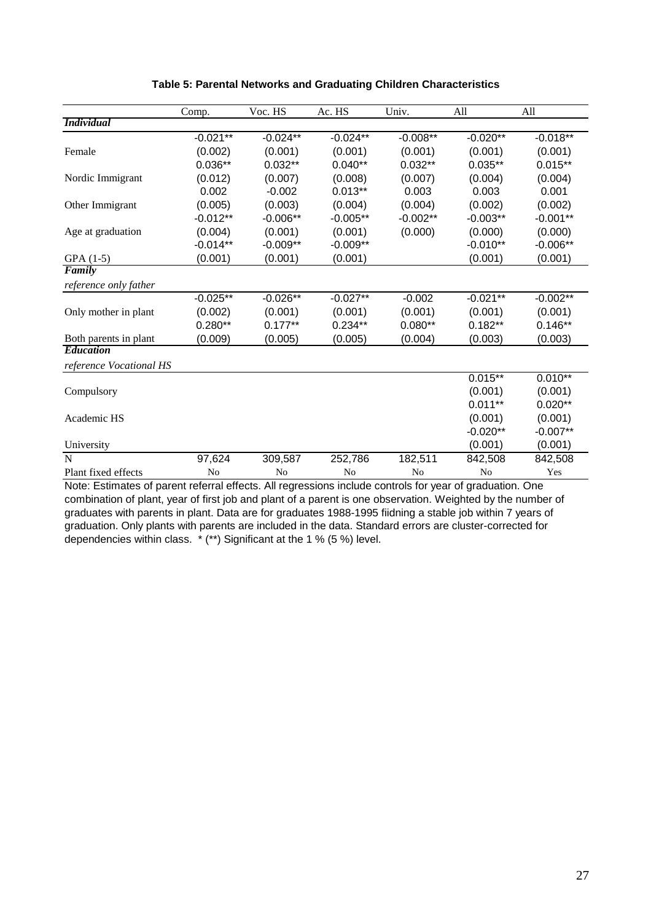**Table 5: Parental Networks and Graduating Children Characteristics**

| | Comp. | Voc. HS | Ac. HS | Univ. | All | All |
|---|---|---|---|---|---|---|
| ***Individual*** | | | | | | |
| Female | -0.021** | -0.024** | -0.024** | -0.008** | -0.020** | -0.018** |
| | (0.002) | (0.001) | (0.001) | (0.001) | (0.001) | (0.001) |
| Nordic Immigrant | 0.036** | 0.032** | 0.040** | 0.032** | 0.035** | 0.015** |
| | (0.012) | (0.007) | (0.008) | (0.007) | (0.004) | (0.004) |
| Other Immigrant | 0.002 | -0.002 | 0.013** | 0.003 | 0.003 | 0.001 |
| | (0.005) | (0.003) | (0.004) | (0.004) | (0.002) | (0.002) |
| Age at graduation | -0.012** | -0.006** | -0.005** | -0.002** | -0.003** | -0.001** |
| | (0.004) | (0.001) | (0.001) | (0.000) | (0.000) | (0.000) |
| GPA (1-5) | -0.014** | -0.009** | -0.009** | | -0.010** | -0.006** |
| | (0.001) | (0.001) | (0.001) | | (0.001) | (0.001) |
| ***Family*** | | | | | | |
| *reference only father* | | | | | | |
| Only mother in plant | -0.025** | -0.026** | -0.027** | -0.002 | -0.021** | -0.002** |
| | (0.002) | (0.001) | (0.001) | (0.001) | (0.001) | (0.001) |
| Both parents in plant | 0.280** | 0.177** | 0.234** | 0.080** | 0.182** | 0.146** |
| | (0.009) | (0.005) | (0.005) | (0.004) | (0.003) | (0.003) |
| ***Education*** | | | | | | |
| *reference Vocational HS* | | | | | | |
| Compulsory | | | | | 0.015** | 0.010** |
| | | | | | (0.001) | (0.001) |
| Academic HS | | | | | 0.011** | 0.020** |
| | | | | | (0.001) | (0.001) |
| University | | | | | -0.020** | -0.007** |
| | | | | | (0.001) | (0.001) |
| N | 97,624 | 309,587 | 252,786 | 182,511 | 842,508 | 842,508 |
| Plant fixed effects | No | No | No | No | No | Yes |

Note: Estimates of parent referral effects. All regressions include controls for year of graduation. One combination of plant, year of first job and plant of a parent is one observation. Weighted by the number of graduates with parents in plant. Data are for graduates 1988-1995 fiidning a stable job within 7 years of graduation. Only plants with parents are included in the data. Standard errors are cluster-corrected for dependencies within class. * (**) Significant at the 1 % (5 %) level.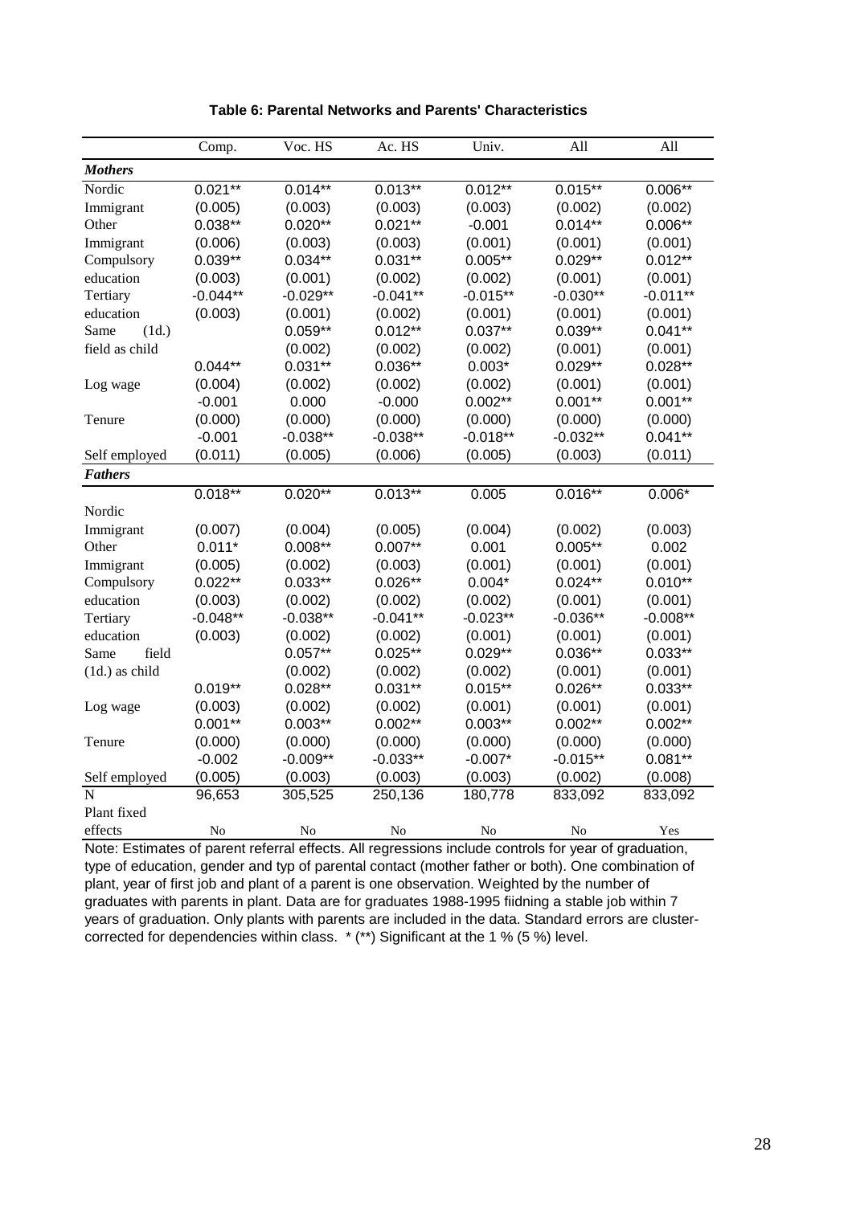**Table 6: Parental Networks and Parents' Characteristics**

| | Comp. | Voc. HS | Ac. HS | Univ. | All | All |
|---|---|---|---|---|---|---|
| ***Mothers*** | | | | | | |
| Nordic Immigrant | 0.021** | 0.014** | 0.013** | 0.012** | 0.015** | 0.006** |
| | (0.005) | (0.003) | (0.003) | (0.003) | (0.002) | (0.002) |
| Other Immigrant | 0.038** | 0.020** | 0.021** | -0.001 | 0.014** | 0.006** |
| | (0.006) | (0.003) | (0.003) | (0.001) | (0.001) | (0.001) |
| Compulsory education | 0.039** | 0.034** | 0.031** | 0.005** | 0.029** | 0.012** |
| | (0.003) | (0.001) | (0.002) | (0.002) | (0.001) | (0.001) |
| Tertiary education | -0.044** | -0.029** | -0.041** | -0.015** | -0.030** | -0.011** |
| | (0.003) | (0.001) | (0.002) | (0.001) | (0.001) | (0.001) |
| Same (1d.) field as child | | 0.059** | 0.012** | 0.037** | 0.039** | 0.041** |
| | | (0.002) | (0.002) | (0.002) | (0.001) | (0.001) |
| Log wage | 0.044** | 0.031** | 0.036** | 0.003* | 0.029** | 0.028** |
| | (0.004) | (0.002) | (0.002) | (0.002) | (0.001) | (0.001) |
| Tenure | -0.001 | 0.000 | -0.000 | 0.002** | 0.001** | 0.001** |
| | (0.000) | (0.000) | (0.000) | (0.000) | (0.000) | (0.000) |
| Self employed | -0.001 | -0.038** | -0.038** | -0.018** | -0.032** | 0.041** |
| | (0.011) | (0.005) | (0.006) | (0.005) | (0.003) | (0.011) |
| ***Fathers*** | | | | | | |
| Nordic Immigrant | 0.018** | 0.020** | 0.013** | 0.005 | 0.016** | 0.006* |
| | (0.007) | (0.004) | (0.005) | (0.004) | (0.002) | (0.003) |
| Other Immigrant | 0.011* | 0.008** | 0.007** | 0.001 | 0.005** | 0.002 |
| | (0.005) | (0.002) | (0.003) | (0.001) | (0.001) | (0.001) |
| Compulsory education | 0.022** | 0.033** | 0.026** | 0.004* | 0.024** | 0.010** |
| | (0.003) | (0.002) | (0.002) | (0.002) | (0.001) | (0.001) |
| Tertiary education | -0.048** | -0.038** | -0.041** | -0.023** | -0.036** | -0.008** |
| | (0.003) | (0.002) | (0.002) | (0.001) | (0.001) | (0.001) |
| Same field (1d.) as child | | 0.057** | 0.025** | 0.029** | 0.036** | 0.033** |
| | | (0.002) | (0.002) | (0.002) | (0.001) | (0.001) |
| Log wage | 0.019** | 0.028** | 0.031** | 0.015** | 0.026** | 0.033** |
| | (0.003) | (0.002) | (0.002) | (0.001) | (0.001) | (0.001) |
| Tenure | 0.001** | 0.003** | 0.002** | 0.003** | 0.002** | 0.002** |
| | (0.000) | (0.000) | (0.000) | (0.000) | (0.000) | (0.000) |
| Self employed | -0.002 | -0.009** | -0.033** | -0.007* | -0.015** | 0.081** |
| | (0.005) | (0.003) | (0.003) | (0.003) | (0.002) | (0.008) |
| N | 96,653 | 305,525 | 250,136 | 180,778 | 833,092 | 833,092 |
| Plant fixed effects | No | No | No | No | No | Yes |

Note: Estimates of parent referral effects. All regressions include controls for year of graduation, type of education, gender and typ of parental contact (mother father or both). One combination of plant, year of first job and plant of a parent is one observation. Weighted by the number of graduates with parents in plant. Data are for graduates 1988-1995 fiidning a stable job within 7 years of graduation. Only plants with parents are included in the data. Standard errors are cluster-corrected for dependencies within class. * (**) Significant at the 1 % (5 %) level.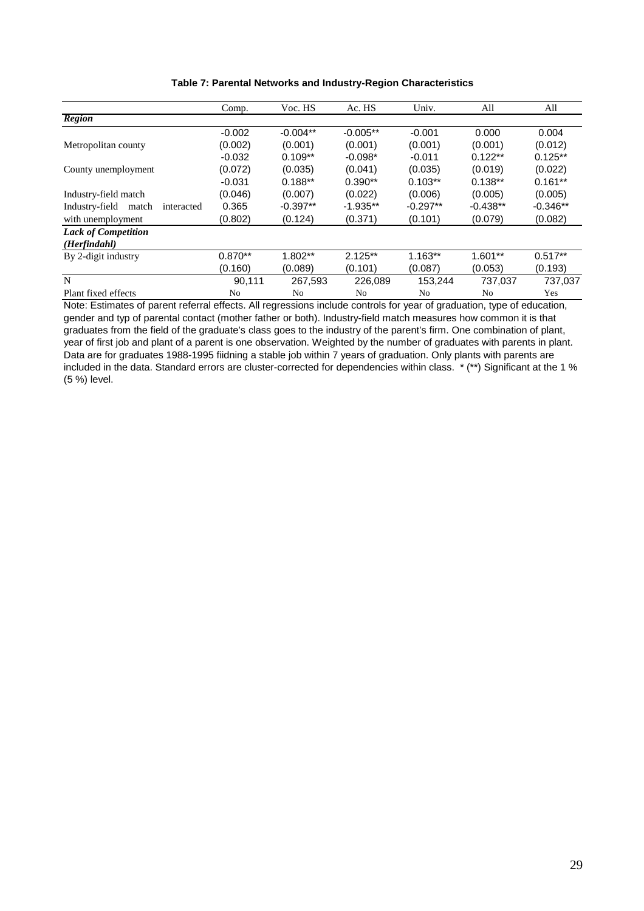**Table 7: Parental Networks and Industry-Region Characteristics**

| | Comp. | Voc. HS | Ac. HS | Univ. | All | All |
|---|---|---|---|---|---|---|
| ***Region*** | | | | | | |
| Metropolitan county | -0.002 | -0.004** | -0.005** | -0.001 | 0.000 | 0.004 |
| | (0.002) | (0.001) | (0.001) | (0.001) | (0.001) | (0.012) |
| County unemployment | -0.032 | 0.109** | -0.098* | -0.011 | 0.122** | 0.125** |
| | (0.072) | (0.035) | (0.041) | (0.035) | (0.019) | (0.022) |
| Industry-field match | -0.031 | 0.188** | 0.390** | 0.103** | 0.138** | 0.161** |
| | (0.046) | (0.007) | (0.022) | (0.006) | (0.005) | (0.005) |
| Industry-field match interacted with unemployment | 0.365 | -0.397** | -1.935** | -0.297** | -0.438** | -0.346** |
| | (0.802) | (0.124) | (0.371) | (0.101) | (0.079) | (0.082) |
| ***Lack of Competition (Herfindahl)*** | | | | | | |
| By 2-digit industry | 0.870** | 1.802** | 2.125** | 1.163** | 1.601** | 0.517** |
| | (0.160) | (0.089) | (0.101) | (0.087) | (0.053) | (0.193) |
| N | 90,111 | 267,593 | 226,089 | 153,244 | 737,037 | 737,037 |
| Plant fixed effects | No | No | No | No | No | Yes |

Note: Estimates of parent referral effects. All regressions include controls for year of graduation, type of education, gender and typ of parental contact (mother father or both). Industry-field match measures how common it is that graduates from the field of the graduate's class goes to the industry of the parent's firm. One combination of plant, year of first job and plant of a parent is one observation. Weighted by the number of graduates with parents in plant. Data are for graduates 1988-1995 fiidning a stable job within 7 years of graduation. Only plants with parents are included in the data. Standard errors are cluster-corrected for dependencies within class. * (**) Significant at the 1 % (5 %) level.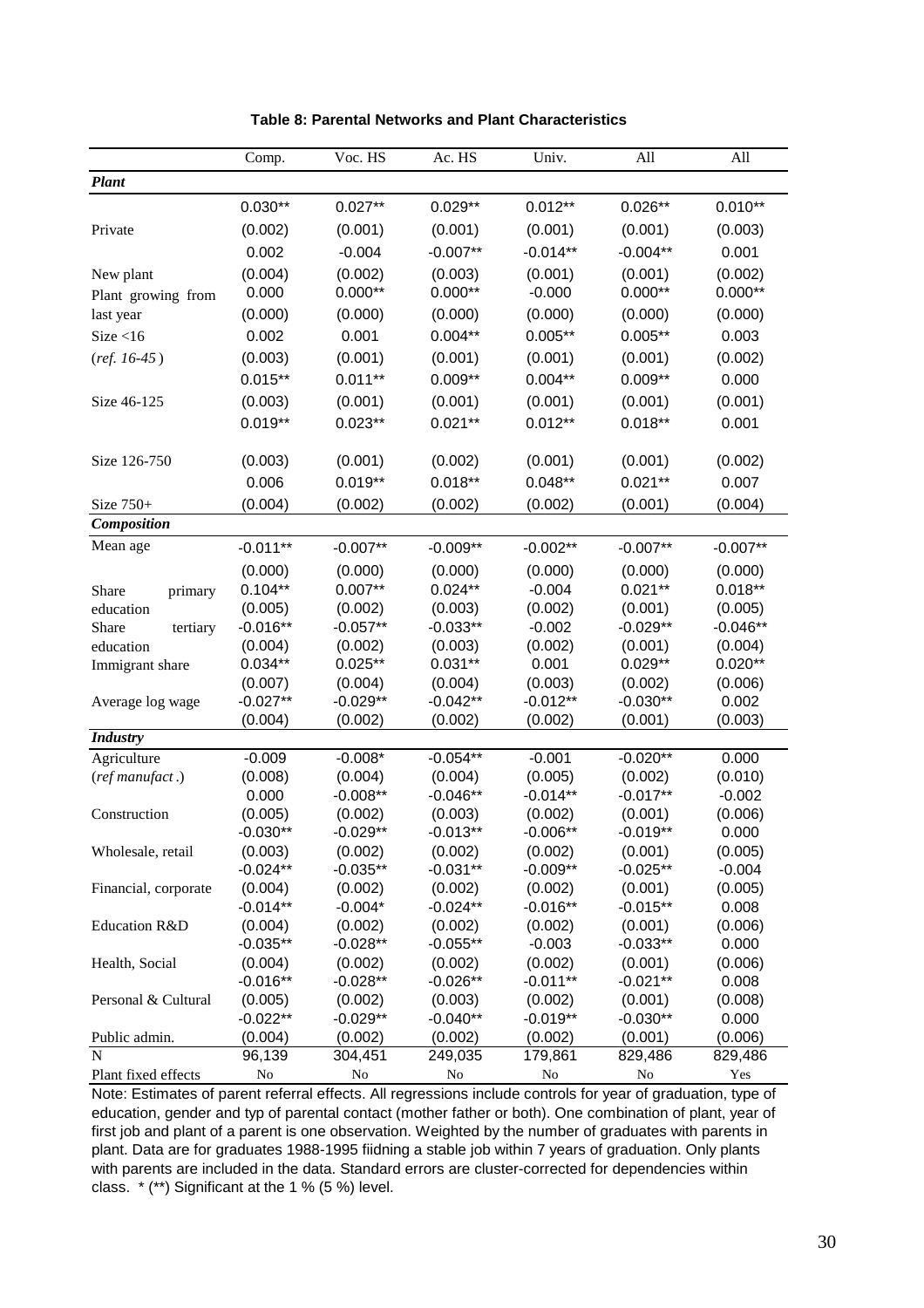**Table 8: Parental Networks and Plant Characteristics**

| | Comp. | Voc. HS | Ac. HS | Univ. | All | All |
|---|---|---|---|---|---|---|
| ***Plant*** | | | | | | |
| Private | 0.030** | 0.027** | 0.029** | 0.012** | 0.026** | 0.010** |
| | (0.002) | (0.001) | (0.001) | (0.001) | (0.001) | (0.003) |
| New plant | 0.002 | -0.004 | -0.007** | -0.014** | -0.004** | 0.001 |
| | (0.004) | (0.002) | (0.003) | (0.001) | (0.001) | (0.002) |
| Plant growing from last year | 0.000 | 0.000** | 0.000** | -0.000 | 0.000** | 0.000** |
| | (0.000) | (0.000) | (0.000) | (0.000) | (0.000) | (0.000) |
| Size <16 (*ref. 16-45*) | 0.002 | 0.001 | 0.004** | 0.005** | 0.005** | 0.003 |
| | (0.003) | (0.001) | (0.001) | (0.001) | (0.001) | (0.002) |
| Size 46-125 | 0.015** | 0.011** | 0.009** | 0.004** | 0.009** | 0.000 |
| | (0.003) | (0.001) | (0.001) | (0.001) | (0.001) | (0.001) |
| Size 126-750 | 0.019** | 0.023** | 0.021** | 0.012** | 0.018** | 0.001 |
| | (0.003) | (0.001) | (0.002) | (0.001) | (0.001) | (0.002) |
| Size 750+ | 0.006 | 0.019** | 0.018** | 0.048** | 0.021** | 0.007 |
| | (0.004) | (0.002) | (0.002) | (0.002) | (0.001) | (0.004) |
| ***Composition*** | | | | | | |
| Mean age | -0.011** | -0.007** | -0.009** | -0.002** | -0.007** | -0.007** |
| | (0.000) | (0.000) | (0.000) | (0.000) | (0.000) | (0.000) |
| Share primary education | 0.104** | 0.007** | 0.024** | -0.004 | 0.021** | 0.018** |
| | (0.005) | (0.002) | (0.003) | (0.002) | (0.001) | (0.005) |
| Share tertiary education | -0.016** | -0.057** | -0.033** | -0.002 | -0.029** | -0.046** |
| | (0.004) | (0.002) | (0.003) | (0.002) | (0.001) | (0.004) |
| Immigrant share | 0.034** | 0.025** | 0.031** | 0.001 | 0.029** | 0.020** |
| | (0.007) | (0.004) | (0.004) | (0.003) | (0.002) | (0.006) |
| Average log wage | -0.027** | -0.029** | -0.042** | -0.012** | -0.030** | 0.002 |
| | (0.004) | (0.002) | (0.002) | (0.002) | (0.001) | (0.003) |
| ***Industry*** | | | | | | |
| Agriculture (*ref manufact.*) | -0.009 | -0.008* | -0.054** | -0.001 | -0.020** | 0.000 |
| | (0.008) | (0.004) | (0.004) | (0.005) | (0.002) | (0.010) |
| Construction | 0.000 | -0.008** | -0.046** | -0.014** | -0.017** | -0.002 |
| | (0.005) | (0.002) | (0.003) | (0.002) | (0.001) | (0.006) |
| Wholesale, retail | -0.030** | -0.029** | -0.013** | -0.006** | -0.019** | 0.000 |
| | (0.003) | (0.002) | (0.002) | (0.002) | (0.001) | (0.005) |
| Financial, corporate | -0.024** | -0.035** | -0.031** | -0.009** | -0.025** | -0.004 |
| | (0.004) | (0.002) | (0.002) | (0.002) | (0.001) | (0.005) |
| Education R&D | -0.014** | -0.004* | -0.024** | -0.016** | -0.015** | 0.008 |
| | (0.004) | (0.002) | (0.002) | (0.002) | (0.001) | (0.006) |
| Health, Social | -0.035** | -0.028** | -0.055** | -0.003 | -0.033** | 0.000 |
| | (0.004) | (0.002) | (0.002) | (0.002) | (0.001) | (0.006) |
| Personal & Cultural | -0.016** | -0.028** | -0.026** | -0.011** | -0.021** | 0.008 |
| | (0.005) | (0.002) | (0.003) | (0.002) | (0.001) | (0.008) |
| Public admin. | -0.022** | -0.029** | -0.040** | -0.019** | -0.030** | 0.000 |
| | (0.004) | (0.002) | (0.002) | (0.002) | (0.001) | (0.006) |
| N | 96,139 | 304,451 | 249,035 | 179,861 | 829,486 | 829,486 |
| Plant fixed effects | No | No | No | No | No | Yes |

Note: Estimates of parent referral effects. All regressions include controls for year of graduation, type of education, gender and typ of parental contact (mother father or both). One combination of plant, year of first job and plant of a parent is one observation. Weighted by the number of graduates with parents in plant. Data are for graduates 1988-1995 fiidning a stable job within 7 years of graduation. Only plants with parents are included in the data. Standard errors are cluster-corrected for dependencies within class. * (**) Significant at the 1 % (5 %) level.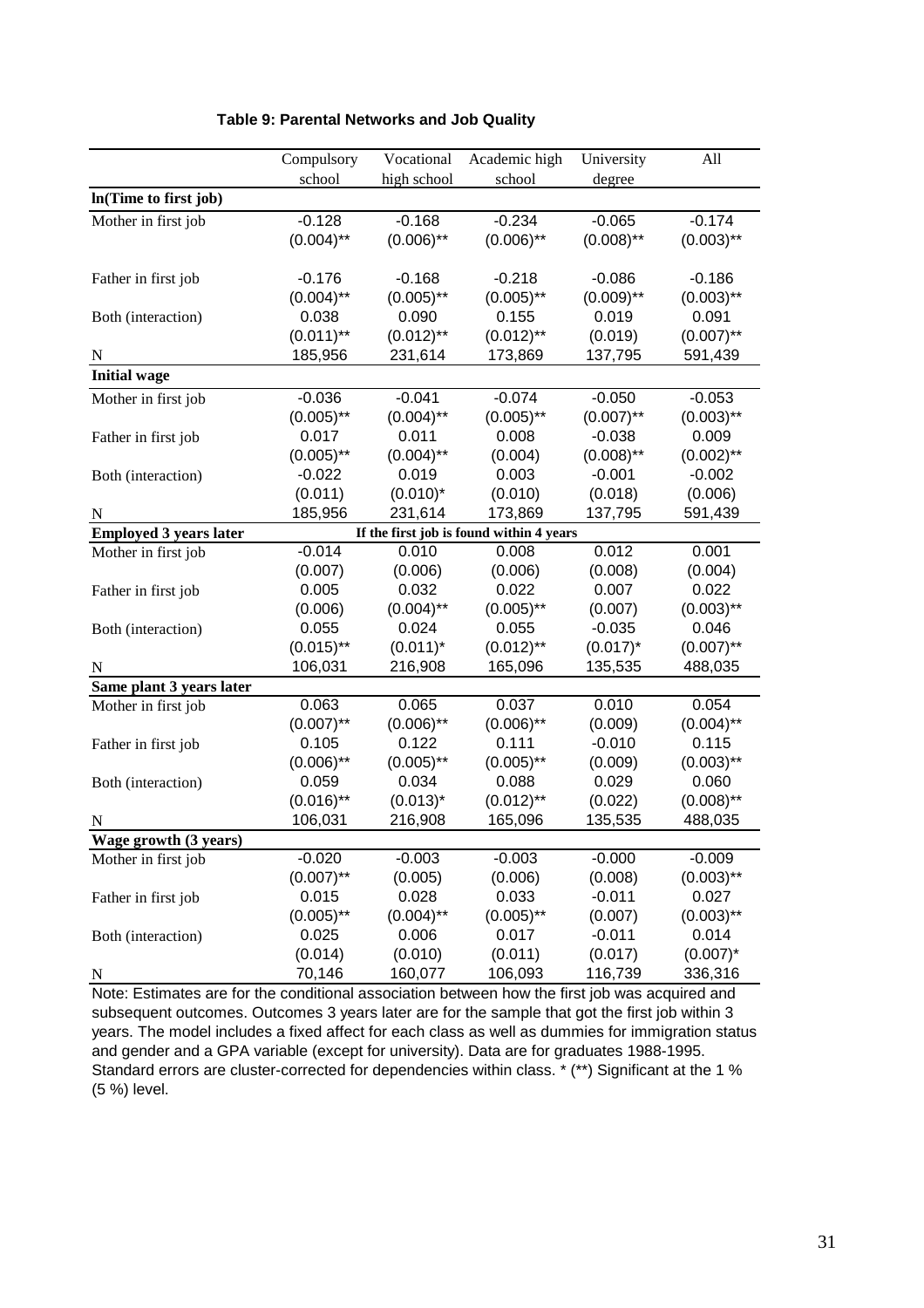**Table 9: Parental Networks and Job Quality**

| | Compulsory school | Vocational high school | Academic high school | University degree | All |
|---|---|---|---|---|---|
| **ln(Time to first job)** | | | | | |
| Mother in first job | -0.128 | -0.168 | -0.234 | -0.065 | -0.174 |
| | (0.004)** | (0.006)** | (0.006)** | (0.008)** | (0.003)** |
| Father in first job | -0.176 | -0.168 | -0.218 | -0.086 | -0.186 |
| | (0.004)** | (0.005)** | (0.005)** | (0.009)** | (0.003)** |
| Both (interaction) | 0.038 | 0.090 | 0.155 | 0.019 | 0.091 |
| | (0.011)** | (0.012)** | (0.012)** | (0.019) | (0.007)** |
| N | 185,956 | 231,614 | 173,869 | 137,795 | 591,439 |
| **Initial wage** | | | | | |
| Mother in first job | -0.036 | -0.041 | -0.074 | -0.050 | -0.053 |
| | (0.005)** | (0.004)** | (0.005)** | (0.007)** | (0.003)** |
| Father in first job | 0.017 | 0.011 | 0.008 | -0.038 | 0.009 |
| | (0.005)** | (0.004)** | (0.004) | (0.008)** | (0.002)** |
| Both (interaction) | -0.022 | 0.019 | 0.003 | -0.001 | -0.002 |
| | (0.011) | (0.010)* | (0.010) | (0.018) | (0.006) |
| N | 185,956 | 231,614 | 173,869 | 137,795 | 591,439 |
| **Employed 3 years later** | If the first job is found within 4 years | | | | |
| Mother in first job | -0.014 | 0.010 | 0.008 | 0.012 | 0.001 |
| | (0.007) | (0.006) | (0.006) | (0.008) | (0.004) |
| Father in first job | 0.005 | 0.032 | 0.022 | 0.007 | 0.022 |
| | (0.006) | (0.004)** | (0.005)** | (0.007) | (0.003)** |
| Both (interaction) | 0.055 | 0.024 | 0.055 | -0.035 | 0.046 |
| | (0.015)** | (0.011)* | (0.012)** | (0.017)* | (0.007)** |
| N | 106,031 | 216,908 | 165,096 | 135,535 | 488,035 |
| **Same plant 3 years later** | | | | | |
| Mother in first job | 0.063 | 0.065 | 0.037 | 0.010 | 0.054 |
| | (0.007)** | (0.006)** | (0.006)** | (0.009) | (0.004)** |
| Father in first job | 0.105 | 0.122 | 0.111 | -0.010 | 0.115 |
| | (0.006)** | (0.005)** | (0.005)** | (0.009) | (0.003)** |
| Both (interaction) | 0.059 | 0.034 | 0.088 | 0.029 | 0.060 |
| | (0.016)** | (0.013)* | (0.012)** | (0.022) | (0.008)** |
| N | 106,031 | 216,908 | 165,096 | 135,535 | 488,035 |
| **Wage growth (3 years)** | | | | | |
| Mother in first job | -0.020 | -0.003 | -0.003 | -0.000 | -0.009 |
| | (0.007)** | (0.005) | (0.006) | (0.008) | (0.003)** |
| Father in first job | 0.015 | 0.028 | 0.033 | -0.011 | 0.027 |
| | (0.005)** | (0.004)** | (0.005)** | (0.007) | (0.003)** |
| Both (interaction) | 0.025 | 0.006 | 0.017 | -0.011 | 0.014 |
| | (0.014) | (0.010) | (0.011) | (0.017) | (0.007)* |
| N | 70,146 | 160,077 | 106,093 | 116,739 | 336,316 |

Note: Estimates are for the conditional association between how the first job was acquired and subsequent outcomes. Outcomes 3 years later are for the sample that got the first job within 3 years. The model includes a fixed affect for each class as well as dummies for immigration status and gender and a GPA variable (except for university). Data are for graduates 1988-1995. Standard errors are cluster-corrected for dependencies within class. * (**) Significant at the 1 % (5 %) level.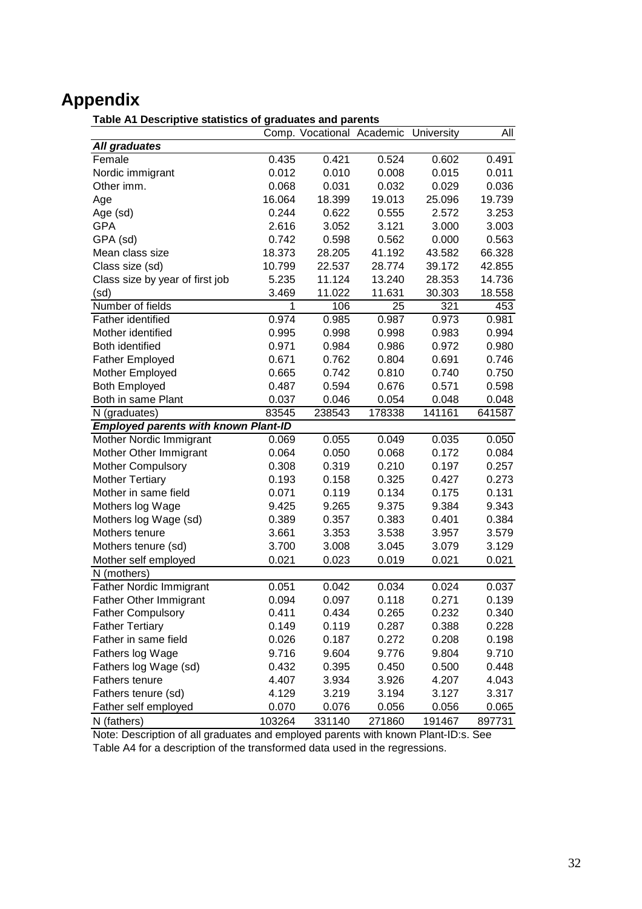# Appendix

**Table A1 Descriptive statistics of graduates and parents**

| | Comp. | Vocational | Academic | University | All |
|---|---|---|---|---|---|
| ***All graduates*** | | | | | |
| Female | 0.435 | 0.421 | 0.524 | 0.602 | 0.491 |
| Nordic immigrant | 0.012 | 0.010 | 0.008 | 0.015 | 0.011 |
| Other imm. | 0.068 | 0.031 | 0.032 | 0.029 | 0.036 |
| Age | 16.064 | 18.399 | 19.013 | 25.096 | 19.739 |
| Age (sd) | 0.244 | 0.622 | 0.555 | 2.572 | 3.253 |
| GPA | 2.616 | 3.052 | 3.121 | 3.000 | 3.003 |
| GPA (sd) | 0.742 | 0.598 | 0.562 | 0.000 | 0.563 |
| Mean class size | 18.373 | 28.205 | 41.192 | 43.582 | 66.328 |
| Class size (sd) | 10.799 | 22.537 | 28.774 | 39.172 | 42.855 |
| Class size by year of first job | 5.235 | 11.124 | 13.240 | 28.353 | 14.736 |
| (sd) | 3.469 | 11.022 | 11.631 | 30.303 | 18.558 |
| Number of fields | 1 | 106 | 25 | 321 | 453 |
| Father identified | 0.974 | 0.985 | 0.987 | 0.973 | 0.981 |
| Mother identified | 0.995 | 0.998 | 0.998 | 0.983 | 0.994 |
| Both identified | 0.971 | 0.984 | 0.986 | 0.972 | 0.980 |
| Father Employed | 0.671 | 0.762 | 0.804 | 0.691 | 0.746 |
| Mother Employed | 0.665 | 0.742 | 0.810 | 0.740 | 0.750 |
| Both Employed | 0.487 | 0.594 | 0.676 | 0.571 | 0.598 |
| Both in same Plant | 0.037 | 0.046 | 0.054 | 0.048 | 0.048 |
| N (graduates) | 83545 | 238543 | 178338 | 141161 | 641587 |
| ***Employed parents with known Plant-ID*** | | | | | |
| Mother Nordic Immigrant | 0.069 | 0.055 | 0.049 | 0.035 | 0.050 |
| Mother Other Immigrant | 0.064 | 0.050 | 0.068 | 0.172 | 0.084 |
| Mother Compulsory | 0.308 | 0.319 | 0.210 | 0.197 | 0.257 |
| Mother Tertiary | 0.193 | 0.158 | 0.325 | 0.427 | 0.273 |
| Mother in same field | 0.071 | 0.119 | 0.134 | 0.175 | 0.131 |
| Mothers log Wage | 9.425 | 9.265 | 9.375 | 9.384 | 9.343 |
| Mothers log Wage (sd) | 0.389 | 0.357 | 0.383 | 0.401 | 0.384 |
| Mothers tenure | 3.661 | 3.353 | 3.538 | 3.957 | 3.579 |
| Mothers tenure (sd) | 3.700 | 3.008 | 3.045 | 3.079 | 3.129 |
| Mother self employed | 0.021 | 0.023 | 0.019 | 0.021 | 0.021 |
| N (mothers) | | | | | |
| Father Nordic Immigrant | 0.051 | 0.042 | 0.034 | 0.024 | 0.037 |
| Father Other Immigrant | 0.094 | 0.097 | 0.118 | 0.271 | 0.139 |
| Father Compulsory | 0.411 | 0.434 | 0.265 | 0.232 | 0.340 |
| Father Tertiary | 0.149 | 0.119 | 0.287 | 0.388 | 0.228 |
| Father in same field | 0.026 | 0.187 | 0.272 | 0.208 | 0.198 |
| Fathers log Wage | 9.716 | 9.604 | 9.776 | 9.804 | 9.710 |
| Fathers log Wage (sd) | 0.432 | 0.395 | 0.450 | 0.500 | 0.448 |
| Fathers tenure | 4.407 | 3.934 | 3.926 | 4.207 | 4.043 |
| Fathers tenure (sd) | 4.129 | 3.219 | 3.194 | 3.127 | 3.317 |
| Father self employed | 0.070 | 0.076 | 0.056 | 0.056 | 0.065 |
| N (fathers) | 103264 | 331140 | 271860 | 191467 | 897731 |

Note: Description of all graduates and employed parents with known Plant-ID:s. See Table A4 for a description of the transformed data used in the regressions.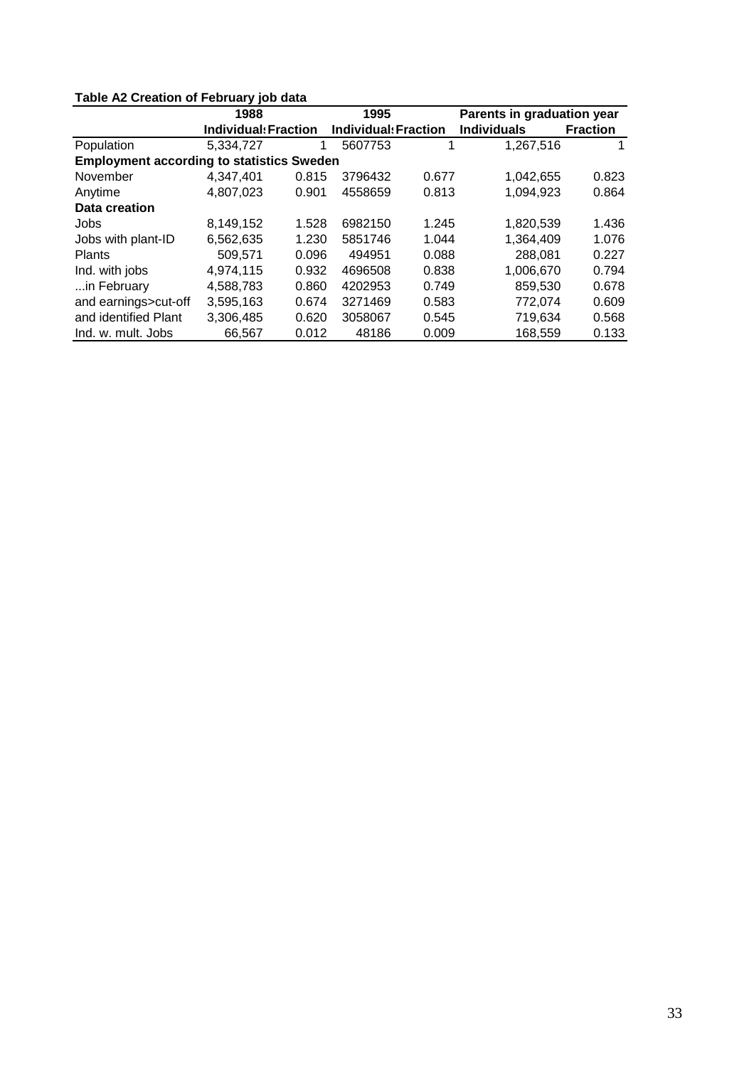**Table A2 Creation of February job data**

| | 1988 | | 1995 | | Parents in graduation year | |
|---|---|---|---|---|---|---|
| | Individuals | Fraction | Individuals | Fraction | Individuals | Fraction |
| Population | 5,334,727 | 1 | 5607753 | 1 | 1,267,516 | 1 |
| **Employment according to statistics Sweden** | | | | | | |
| November | 4,347,401 | 0.815 | 3796432 | 0.677 | 1,042,655 | 0.823 |
| Anytime | 4,807,023 | 0.901 | 4558659 | 0.813 | 1,094,923 | 0.864 |
| **Data creation** | | | | | | |
| Jobs | 8,149,152 | 1.528 | 6982150 | 1.245 | 1,820,539 | 1.436 |
| Jobs with plant-ID | 6,562,635 | 1.230 | 5851746 | 1.044 | 1,364,409 | 1.076 |
| Plants | 509,571 | 0.096 | 494951 | 0.088 | 288,081 | 0.227 |
| Ind. with jobs | 4,974,115 | 0.932 | 4696508 | 0.838 | 1,006,670 | 0.794 |
| ...in February | 4,588,783 | 0.860 | 4202953 | 0.749 | 859,530 | 0.678 |
| and earnings>cut-off | 3,595,163 | 0.674 | 3271469 | 0.583 | 772,074 | 0.609 |
| and identified Plant | 3,306,485 | 0.620 | 3058067 | 0.545 | 719,634 | 0.568 |
| Ind. w. mult. Jobs | 66,567 | 0.012 | 48186 | 0.009 | 168,559 | 0.133 |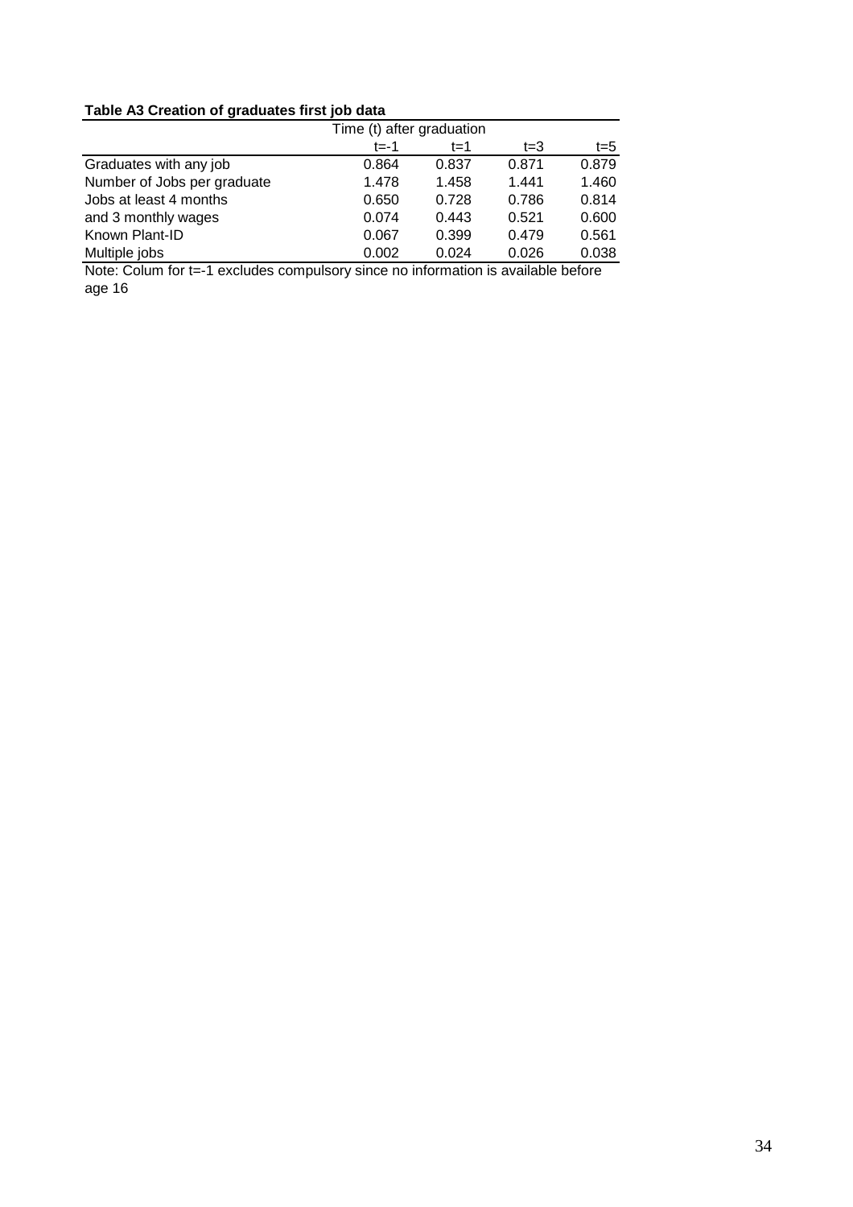**Table A3 Creation of graduates first job data**

| | Time (t) after graduation | | | |
|---|---|---|---|---|
| | t=-1 | t=1 | t=3 | t=5 |
| Graduates with any job | 0.864 | 0.837 | 0.871 | 0.879 |
| Number of Jobs per graduate | 1.478 | 1.458 | 1.441 | 1.460 |
| Jobs at least 4 months | 0.650 | 0.728 | 0.786 | 0.814 |
| and 3 monthly wages | 0.074 | 0.443 | 0.521 | 0.600 |
| Known Plant-ID | 0.067 | 0.399 | 0.479 | 0.561 |
| Multiple jobs | 0.002 | 0.024 | 0.026 | 0.038 |

Note: Colum for t=-1 excludes compulsory since no information is available before age 16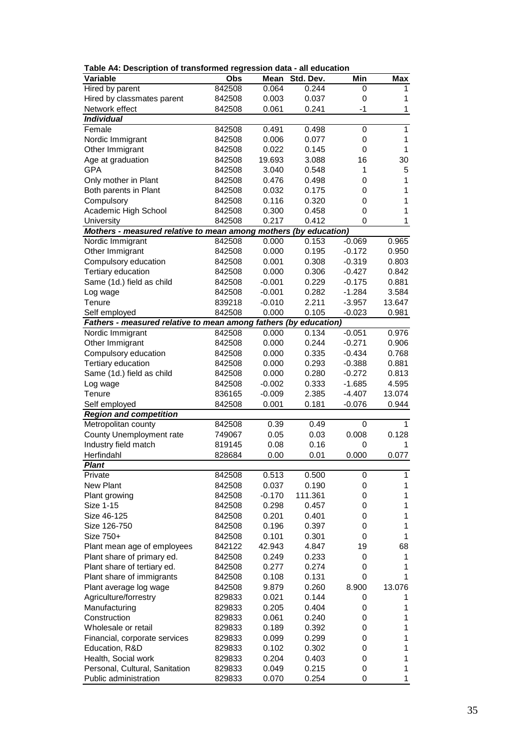**Table A4: Description of transformed regression data - all education**

| Variable | Obs | Mean | Std. Dev. | Min | Max |
|---|---|---|---|---|---|
| Hired by parent | 842508 | 0.064 | 0.244 | 0 | 1 |
| Hired by classmates parent | 842508 | 0.003 | 0.037 | 0 | 1 |
| Network effect | 842508 | 0.061 | 0.241 | -1 | 1 |
| ***Individual*** | | | | | |
| Female | 842508 | 0.491 | 0.498 | 0 | 1 |
| Nordic Immigrant | 842508 | 0.006 | 0.077 | 0 | 1 |
| Other Immigrant | 842508 | 0.022 | 0.145 | 0 | 1 |
| Age at graduation | 842508 | 19.693 | 3.088 | 16 | 30 |
| GPA | 842508 | 3.040 | 0.548 | 1 | 5 |
| Only mother in Plant | 842508 | 0.476 | 0.498 | 0 | 1 |
| Both parents in Plant | 842508 | 0.032 | 0.175 | 0 | 1 |
| Compulsory | 842508 | 0.116 | 0.320 | 0 | 1 |
| Academic High School | 842508 | 0.300 | 0.458 | 0 | 1 |
| University | 842508 | 0.217 | 0.412 | 0 | 1 |
| ***Mothers - measured relative to mean among mothers (by education)*** | | | | | |
| Nordic Immigrant | 842508 | 0.000 | 0.153 | -0.069 | 0.965 |
| Other Immigrant | 842508 | 0.000 | 0.195 | -0.172 | 0.950 |
| Compulsory education | 842508 | 0.001 | 0.308 | -0.319 | 0.803 |
| Tertiary education | 842508 | 0.000 | 0.306 | -0.427 | 0.842 |
| Same (1d.) field as child | 842508 | -0.001 | 0.229 | -0.175 | 0.881 |
| Log wage | 842508 | -0.001 | 0.282 | -1.284 | 3.584 |
| Tenure | 839218 | -0.010 | 2.211 | -3.957 | 13.647 |
| Self employed | 842508 | 0.000 | 0.105 | -0.023 | 0.981 |
| ***Fathers - measured relative to mean among fathers (by education)*** | | | | | |
| Nordic Immigrant | 842508 | 0.000 | 0.134 | -0.051 | 0.976 |
| Other Immigrant | 842508 | 0.000 | 0.244 | -0.271 | 0.906 |
| Compulsory education | 842508 | 0.000 | 0.335 | -0.434 | 0.768 |
| Tertiary education | 842508 | 0.000 | 0.293 | -0.388 | 0.881 |
| Same (1d.) field as child | 842508 | 0.000 | 0.280 | -0.272 | 0.813 |
| Log wage | 842508 | -0.002 | 0.333 | -1.685 | 4.595 |
| Tenure | 836165 | -0.009 | 2.385 | -4.407 | 13.074 |
| Self employed | 842508 | 0.001 | 0.181 | -0.076 | 0.944 |
| ***Region and competition*** | | | | | |
| Metropolitan county | 842508 | 0.39 | 0.49 | 0 | 1 |
| County Unemployment rate | 749067 | 0.05 | 0.03 | 0.008 | 0.128 |
| Industry field match | 819145 | 0.08 | 0.16 | 0 | 1 |
| Herfindahl | 828684 | 0.00 | 0.01 | 0.000 | 0.077 |
| ***Plant*** | | | | | |
| Private | 842508 | 0.513 | 0.500 | 0 | 1 |
| New Plant | 842508 | 0.037 | 0.190 | 0 | 1 |
| Plant growing | 842508 | -0.170 | 111.361 | 0 | 1 |
| Size 1-15 | 842508 | 0.298 | 0.457 | 0 | 1 |
| Size 46-125 | 842508 | 0.201 | 0.401 | 0 | 1 |
| Size 126-750 | 842508 | 0.196 | 0.397 | 0 | 1 |
| Size 750+ | 842508 | 0.101 | 0.301 | 0 | 1 |
| Plant mean age of employees | 842122 | 42.943 | 4.847 | 19 | 68 |
| Plant share of primary ed. | 842508 | 0.249 | 0.233 | 0 | 1 |
| Plant share of tertiary ed. | 842508 | 0.277 | 0.274 | 0 | 1 |
| Plant share of immigrants | 842508 | 0.108 | 0.131 | 0 | 1 |
| Plant average log wage | 842508 | 9.879 | 0.260 | 8.900 | 13.076 |
| Agriculture/forrestry | 829833 | 0.021 | 0.144 | 0 | 1 |
| Manufacturing | 829833 | 0.205 | 0.404 | 0 | 1 |
| Construction | 829833 | 0.061 | 0.240 | 0 | 1 |
| Wholesale or retail | 829833 | 0.189 | 0.392 | 0 | 1 |
| Financial, corporate services | 829833 | 0.099 | 0.299 | 0 | 1 |
| Education, R&D | 829833 | 0.102 | 0.302 | 0 | 1 |
| Health, Social work | 829833 | 0.204 | 0.403 | 0 | 1 |
| Personal, Cultural, Sanitation | 829833 | 0.049 | 0.215 | 0 | 1 |
| Public administration | 829833 | 0.070 | 0.254 | 0 | 1 |